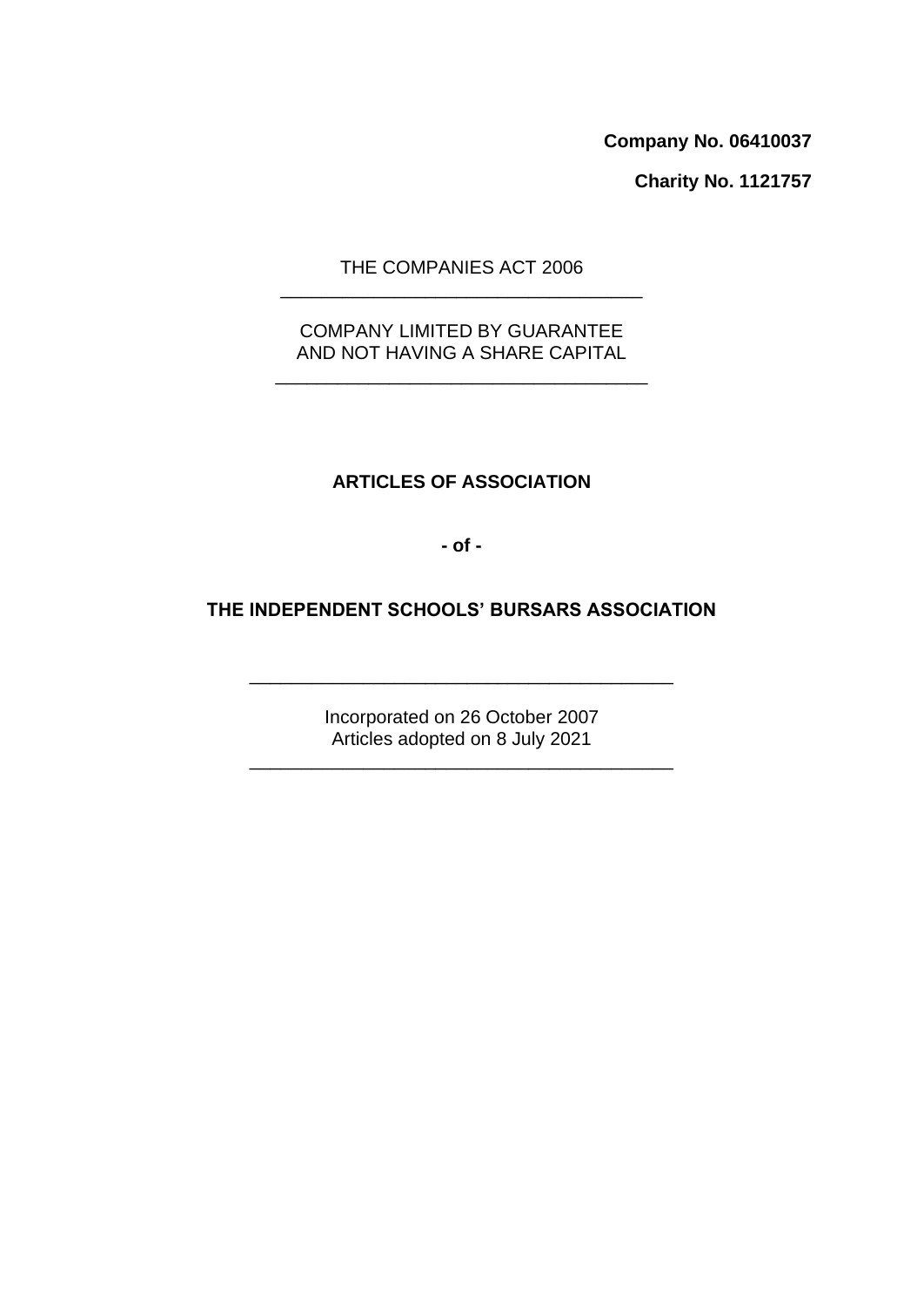**Company No. 06410037**

**Charity No. 1121757**

THE COMPANIES ACT 2006

---

COMPANY LIMITED BY GUARANTEE
AND NOT HAVING A SHARE CAPITAL

---

# ARTICLES OF ASSOCIATION

**- of -**

# THE INDEPENDENT SCHOOLS' BURSARS ASSOCIATION

---

Incorporated on 26 October 2007
Articles adopted on 8 July 2021

---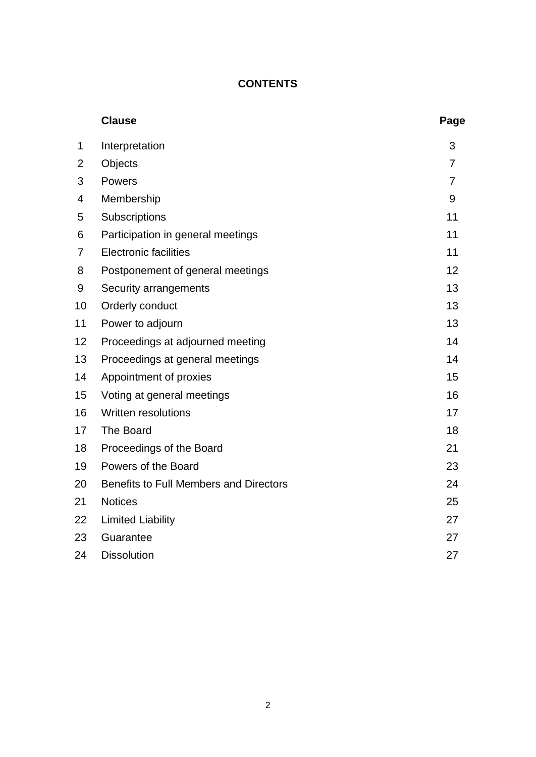**CONTENTS**

| | Clause | Page |
|---|---|---|
| 1 | Interpretation | 3 |
| 2 | Objects | 7 |
| 3 | Powers | 7 |
| 4 | Membership | 9 |
| 5 | Subscriptions | 11 |
| 6 | Participation in general meetings | 11 |
| 7 | Electronic facilities | 11 |
| 8 | Postponement of general meetings | 12 |
| 9 | Security arrangements | 13 |
| 10 | Orderly conduct | 13 |
| 11 | Power to adjourn | 13 |
| 12 | Proceedings at adjourned meeting | 14 |
| 13 | Proceedings at general meetings | 14 |
| 14 | Appointment of proxies | 15 |
| 15 | Voting at general meetings | 16 |
| 16 | Written resolutions | 17 |
| 17 | The Board | 18 |
| 18 | Proceedings of the Board | 21 |
| 19 | Powers of the Board | 23 |
| 20 | Benefits to Full Members and Directors | 24 |
| 21 | Notices | 25 |
| 22 | Limited Liability | 27 |
| 23 | Guarantee | 27 |
| 24 | Dissolution | 27 |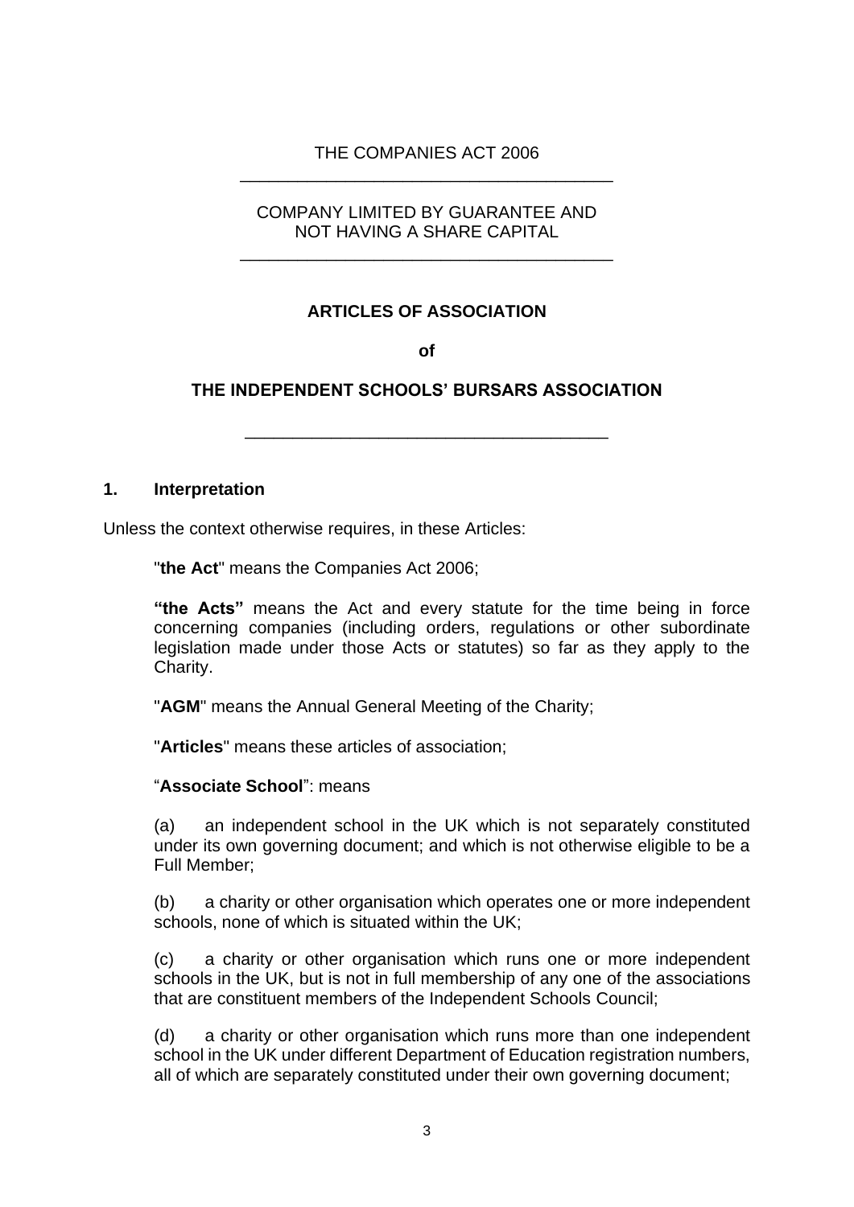THE COMPANIES ACT 2006

---

COMPANY LIMITED BY GUARANTEE AND
NOT HAVING A SHARE CAPITAL

---

# ARTICLES OF ASSOCIATION

**of**

# THE INDEPENDENT SCHOOLS' BURSARS ASSOCIATION

---

## 1. Interpretation

Unless the context otherwise requires, in these Articles:

"**the Act**" means the Companies Act 2006;

**"the Acts"** means the Act and every statute for the time being in force concerning companies (including orders, regulations or other subordinate legislation made under those Acts or statutes) so far as they apply to the Charity.

"**AGM**" means the Annual General Meeting of the Charity;

"**Articles**" means these articles of association;

"**Associate School**": means

(a) an independent school in the UK which is not separately constituted under its own governing document; and which is not otherwise eligible to be a Full Member;

(b) a charity or other organisation which operates one or more independent schools, none of which is situated within the UK;

(c) a charity or other organisation which runs one or more independent schools in the UK, but is not in full membership of any one of the associations that are constituent members of the Independent Schools Council;

(d) a charity or other organisation which runs more than one independent school in the UK under different Department of Education registration numbers, all of which are separately constituted under their own governing document;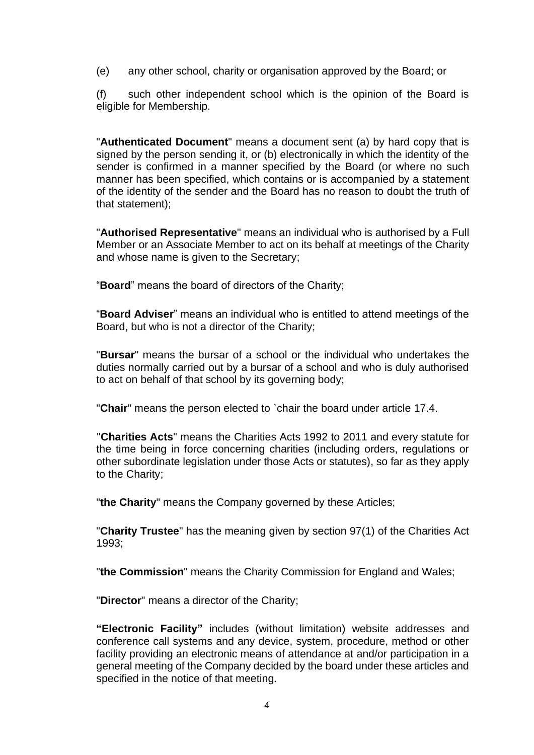(e) any other school, charity or organisation approved by the Board; or

(f) such other independent school which is the opinion of the Board is eligible for Membership.

"**Authenticated Document**" means a document sent (a) by hard copy that is signed by the person sending it, or (b) electronically in which the identity of the sender is confirmed in a manner specified by the Board (or where no such manner has been specified, which contains or is accompanied by a statement of the identity of the sender and the Board has no reason to doubt the truth of that statement);

"**Authorised Representative**" means an individual who is authorised by a Full Member or an Associate Member to act on its behalf at meetings of the Charity and whose name is given to the Secretary;

"**Board**" means the board of directors of the Charity;

"**Board Adviser**" means an individual who is entitled to attend meetings of the Board, but who is not a director of the Charity;

"**Bursar**" means the bursar of a school or the individual who undertakes the duties normally carried out by a bursar of a school and who is duly authorised to act on behalf of that school by its governing body;

"**Chair**" means the person elected to `chair the board under article 17.4.

"**Charities Acts**" means the Charities Acts 1992 to 2011 and every statute for the time being in force concerning charities (including orders, regulations or other subordinate legislation under those Acts or statutes), so far as they apply to the Charity;

"**the Charity**" means the Company governed by these Articles;

"**Charity Trustee**" has the meaning given by section 97(1) of the Charities Act 1993;

"**the Commission**" means the Charity Commission for England and Wales;

"**Director**" means a director of the Charity;

**"Electronic Facility"** includes (without limitation) website addresses and conference call systems and any device, system, procedure, method or other facility providing an electronic means of attendance at and/or participation in a general meeting of the Company decided by the board under these articles and specified in the notice of that meeting.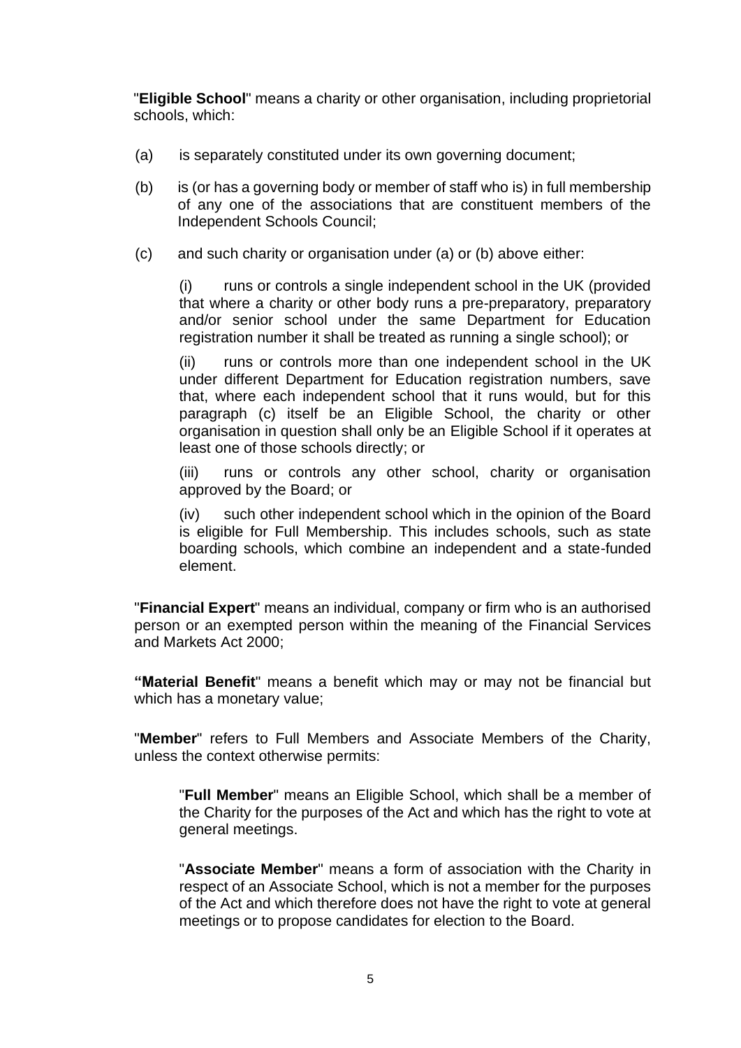"**Eligible School**" means a charity or other organisation, including proprietorial schools, which:

(a) is separately constituted under its own governing document;

(b) is (or has a governing body or member of staff who is) in full membership of any one of the associations that are constituent members of the Independent Schools Council;

(c) and such charity or organisation under (a) or (b) above either:

(i) runs or controls a single independent school in the UK (provided that where a charity or other body runs a pre-preparatory, preparatory and/or senior school under the same Department for Education registration number it shall be treated as running a single school); or

(ii) runs or controls more than one independent school in the UK under different Department for Education registration numbers, save that, where each independent school that it runs would, but for this paragraph (c) itself be an Eligible School, the charity or other organisation in question shall only be an Eligible School if it operates at least one of those schools directly; or

(iii) runs or controls any other school, charity or organisation approved by the Board; or

(iv) such other independent school which in the opinion of the Board is eligible for Full Membership. This includes schools, such as state boarding schools, which combine an independent and a state-funded element.

"**Financial Expert**" means an individual, company or firm who is an authorised person or an exempted person within the meaning of the Financial Services and Markets Act 2000;

**"Material Benefit**" means a benefit which may or may not be financial but which has a monetary value;

"**Member**" refers to Full Members and Associate Members of the Charity, unless the context otherwise permits:

"**Full Member**" means an Eligible School, which shall be a member of the Charity for the purposes of the Act and which has the right to vote at general meetings.

"**Associate Member**" means a form of association with the Charity in respect of an Associate School, which is not a member for the purposes of the Act and which therefore does not have the right to vote at general meetings or to propose candidates for election to the Board.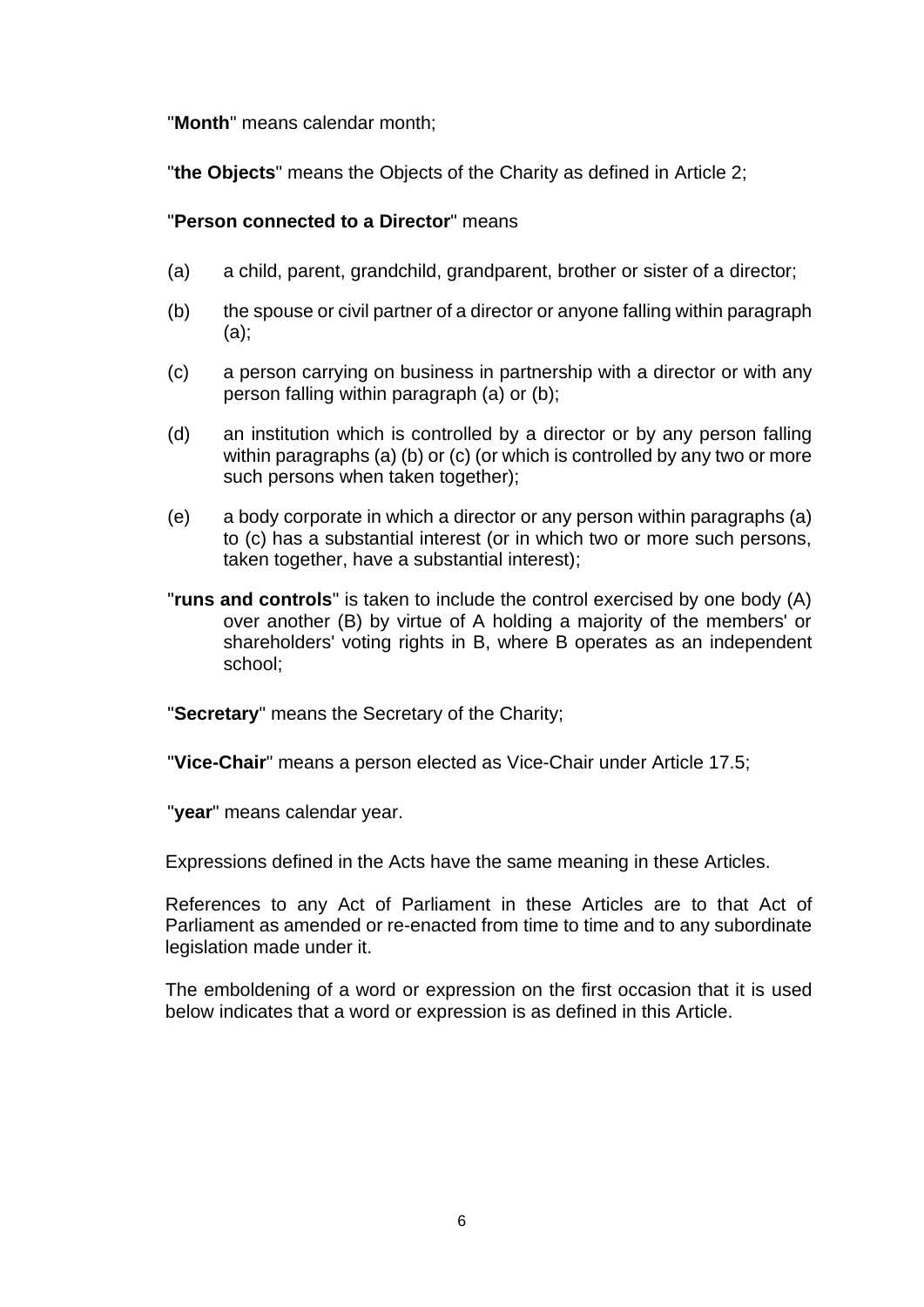"**Month**" means calendar month;

"**the Objects**" means the Objects of the Charity as defined in Article 2;

"**Person connected to a Director**" means

(a) a child, parent, grandchild, grandparent, brother or sister of a director;

(b) the spouse or civil partner of a director or anyone falling within paragraph (a);

(c) a person carrying on business in partnership with a director or with any person falling within paragraph (a) or (b);

(d) an institution which is controlled by a director or by any person falling within paragraphs (a) (b) or (c) (or which is controlled by any two or more such persons when taken together);

(e) a body corporate in which a director or any person within paragraphs (a) to (c) has a substantial interest (or in which two or more such persons, taken together, have a substantial interest);

"**runs and controls**" is taken to include the control exercised by one body (A) over another (B) by virtue of A holding a majority of the members' or shareholders' voting rights in B, where B operates as an independent school;

"**Secretary**" means the Secretary of the Charity;

"**Vice-Chair**" means a person elected as Vice-Chair under Article 17.5;

"**year**" means calendar year.

Expressions defined in the Acts have the same meaning in these Articles.

References to any Act of Parliament in these Articles are to that Act of Parliament as amended or re-enacted from time to time and to any subordinate legislation made under it.

The emboldening of a word or expression on the first occasion that it is used below indicates that a word or expression is as defined in this Article.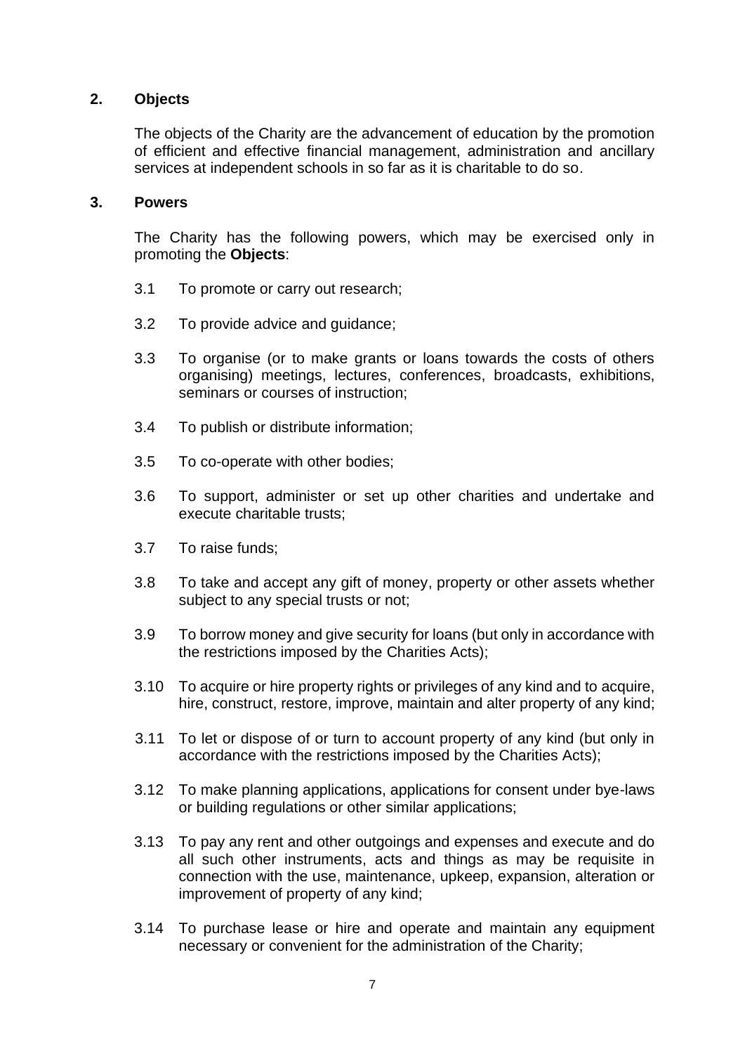## 2. Objects

The objects of the Charity are the advancement of education by the promotion of efficient and effective financial management, administration and ancillary services at independent schools in so far as it is charitable to do so.

## 3. Powers

The Charity has the following powers, which may be exercised only in promoting the **Objects**:

3.1 To promote or carry out research;

3.2 To provide advice and guidance;

3.3 To organise (or to make grants or loans towards the costs of others organising) meetings, lectures, conferences, broadcasts, exhibitions, seminars or courses of instruction;

3.4 To publish or distribute information;

3.5 To co-operate with other bodies;

3.6 To support, administer or set up other charities and undertake and execute charitable trusts;

3.7 To raise funds;

3.8 To take and accept any gift of money, property or other assets whether subject to any special trusts or not;

3.9 To borrow money and give security for loans (but only in accordance with the restrictions imposed by the Charities Acts);

3.10 To acquire or hire property rights or privileges of any kind and to acquire, hire, construct, restore, improve, maintain and alter property of any kind;

3.11 To let or dispose of or turn to account property of any kind (but only in accordance with the restrictions imposed by the Charities Acts);

3.12 To make planning applications, applications for consent under bye-laws or building regulations or other similar applications;

3.13 To pay any rent and other outgoings and expenses and execute and do all such other instruments, acts and things as may be requisite in connection with the use, maintenance, upkeep, expansion, alteration or improvement of property of any kind;

3.14 To purchase lease or hire and operate and maintain any equipment necessary or convenient for the administration of the Charity;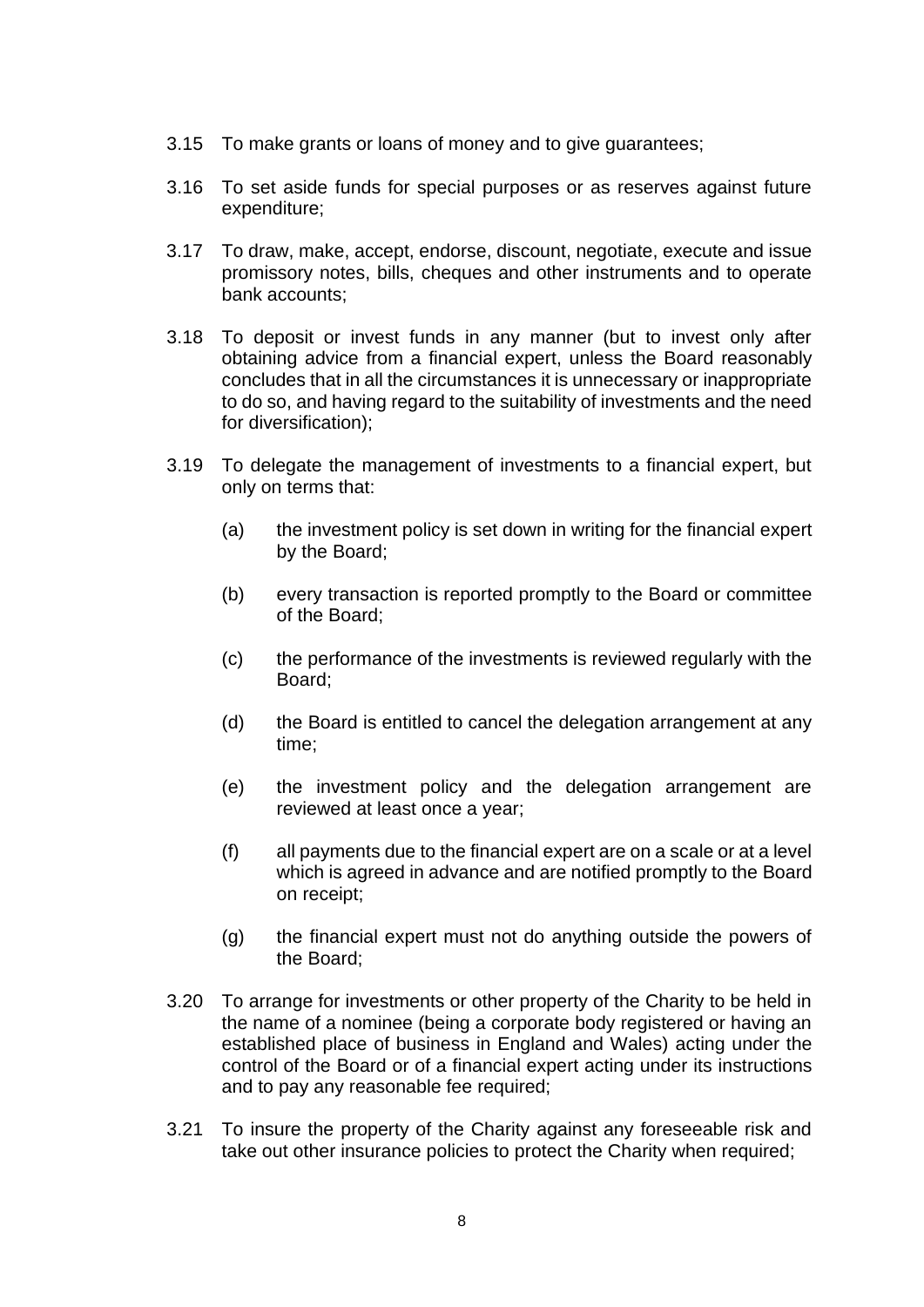3.15 To make grants or loans of money and to give guarantees;

3.16 To set aside funds for special purposes or as reserves against future expenditure;

3.17 To draw, make, accept, endorse, discount, negotiate, execute and issue promissory notes, bills, cheques and other instruments and to operate bank accounts;

3.18 To deposit or invest funds in any manner (but to invest only after obtaining advice from a financial expert, unless the Board reasonably concludes that in all the circumstances it is unnecessary or inappropriate to do so, and having regard to the suitability of investments and the need for diversification);

3.19 To delegate the management of investments to a financial expert, but only on terms that:

  (a) the investment policy is set down in writing for the financial expert by the Board;

  (b) every transaction is reported promptly to the Board or committee of the Board;

  (c) the performance of the investments is reviewed regularly with the Board;

  (d) the Board is entitled to cancel the delegation arrangement at any time;

  (e) the investment policy and the delegation arrangement are reviewed at least once a year;

  (f) all payments due to the financial expert are on a scale or at a level which is agreed in advance and are notified promptly to the Board on receipt;

  (g) the financial expert must not do anything outside the powers of the Board;

3.20 To arrange for investments or other property of the Charity to be held in the name of a nominee (being a corporate body registered or having an established place of business in England and Wales) acting under the control of the Board or of a financial expert acting under its instructions and to pay any reasonable fee required;

3.21 To insure the property of the Charity against any foreseeable risk and take out other insurance policies to protect the Charity when required;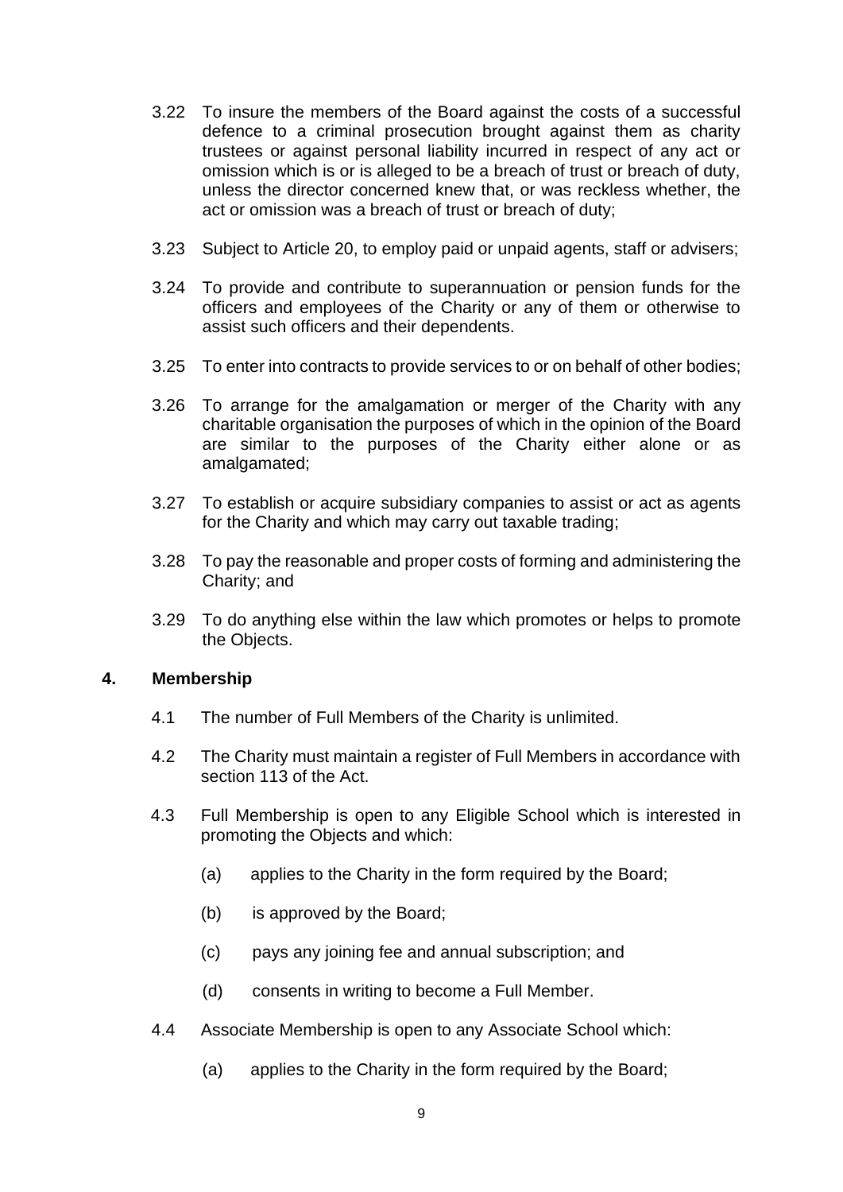3.22 To insure the members of the Board against the costs of a successful defence to a criminal prosecution brought against them as charity trustees or against personal liability incurred in respect of any act or omission which is or is alleged to be a breach of trust or breach of duty, unless the director concerned knew that, or was reckless whether, the act or omission was a breach of trust or breach of duty;

3.23 Subject to Article 20, to employ paid or unpaid agents, staff or advisers;

3.24 To provide and contribute to superannuation or pension funds for the officers and employees of the Charity or any of them or otherwise to assist such officers and their dependents.

3.25 To enter into contracts to provide services to or on behalf of other bodies;

3.26 To arrange for the amalgamation or merger of the Charity with any charitable organisation the purposes of which in the opinion of the Board are similar to the purposes of the Charity either alone or as amalgamated;

3.27 To establish or acquire subsidiary companies to assist or act as agents for the Charity and which may carry out taxable trading;

3.28 To pay the reasonable and proper costs of forming and administering the Charity; and

3.29 To do anything else within the law which promotes or helps to promote the Objects.

## 4. Membership

4.1 The number of Full Members of the Charity is unlimited.

4.2 The Charity must maintain a register of Full Members in accordance with section 113 of the Act.

4.3 Full Membership is open to any Eligible School which is interested in promoting the Objects and which:

(a) applies to the Charity in the form required by the Board;

(b) is approved by the Board;

(c) pays any joining fee and annual subscription; and

(d) consents in writing to become a Full Member.

4.4 Associate Membership is open to any Associate School which:

(a) applies to the Charity in the form required by the Board;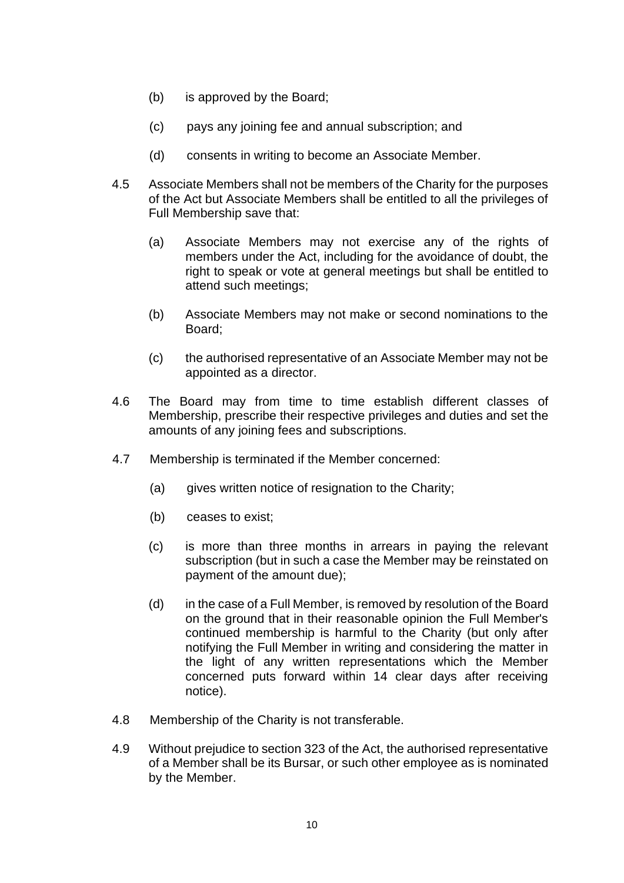(b) is approved by the Board;

(c) pays any joining fee and annual subscription; and

(d) consents in writing to become an Associate Member.

4.5 Associate Members shall not be members of the Charity for the purposes of the Act but Associate Members shall be entitled to all the privileges of Full Membership save that:

(a) Associate Members may not exercise any of the rights of members under the Act, including for the avoidance of doubt, the right to speak or vote at general meetings but shall be entitled to attend such meetings;

(b) Associate Members may not make or second nominations to the Board;

(c) the authorised representative of an Associate Member may not be appointed as a director.

4.6 The Board may from time to time establish different classes of Membership, prescribe their respective privileges and duties and set the amounts of any joining fees and subscriptions.

4.7 Membership is terminated if the Member concerned:

(a) gives written notice of resignation to the Charity;

(b) ceases to exist;

(c) is more than three months in arrears in paying the relevant subscription (but in such a case the Member may be reinstated on payment of the amount due);

(d) in the case of a Full Member, is removed by resolution of the Board on the ground that in their reasonable opinion the Full Member's continued membership is harmful to the Charity (but only after notifying the Full Member in writing and considering the matter in the light of any written representations which the Member concerned puts forward within 14 clear days after receiving notice).

4.8 Membership of the Charity is not transferable.

4.9 Without prejudice to section 323 of the Act, the authorised representative of a Member shall be its Bursar, or such other employee as is nominated by the Member.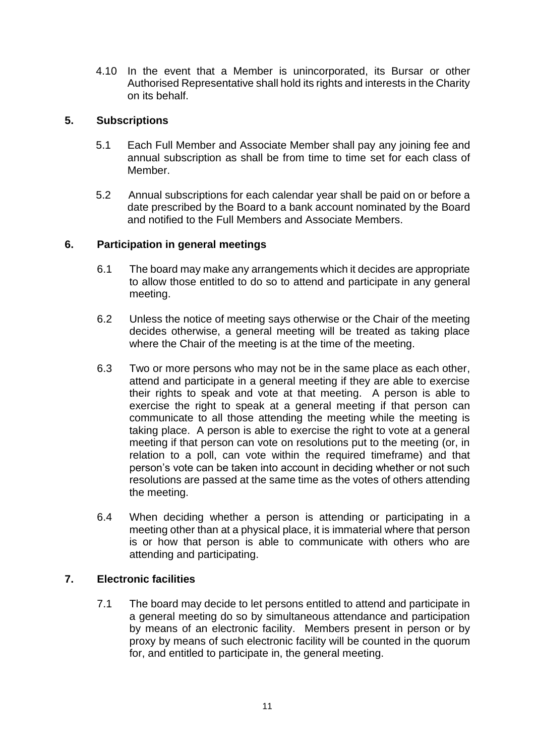4.10 In the event that a Member is unincorporated, its Bursar or other Authorised Representative shall hold its rights and interests in the Charity on its behalf.

## 5. Subscriptions

5.1 Each Full Member and Associate Member shall pay any joining fee and annual subscription as shall be from time to time set for each class of Member.

5.2 Annual subscriptions for each calendar year shall be paid on or before a date prescribed by the Board to a bank account nominated by the Board and notified to the Full Members and Associate Members.

## 6. Participation in general meetings

6.1 The board may make any arrangements which it decides are appropriate to allow those entitled to do so to attend and participate in any general meeting.

6.2 Unless the notice of meeting says otherwise or the Chair of the meeting decides otherwise, a general meeting will be treated as taking place where the Chair of the meeting is at the time of the meeting.

6.3 Two or more persons who may not be in the same place as each other, attend and participate in a general meeting if they are able to exercise their rights to speak and vote at that meeting. A person is able to exercise the right to speak at a general meeting if that person can communicate to all those attending the meeting while the meeting is taking place. A person is able to exercise the right to vote at a general meeting if that person can vote on resolutions put to the meeting (or, in relation to a poll, can vote within the required timeframe) and that person's vote can be taken into account in deciding whether or not such resolutions are passed at the same time as the votes of others attending the meeting.

6.4 When deciding whether a person is attending or participating in a meeting other than at a physical place, it is immaterial where that person is or how that person is able to communicate with others who are attending and participating.

## 7. Electronic facilities

7.1 The board may decide to let persons entitled to attend and participate in a general meeting do so by simultaneous attendance and participation by means of an electronic facility. Members present in person or by proxy by means of such electronic facility will be counted in the quorum for, and entitled to participate in, the general meeting.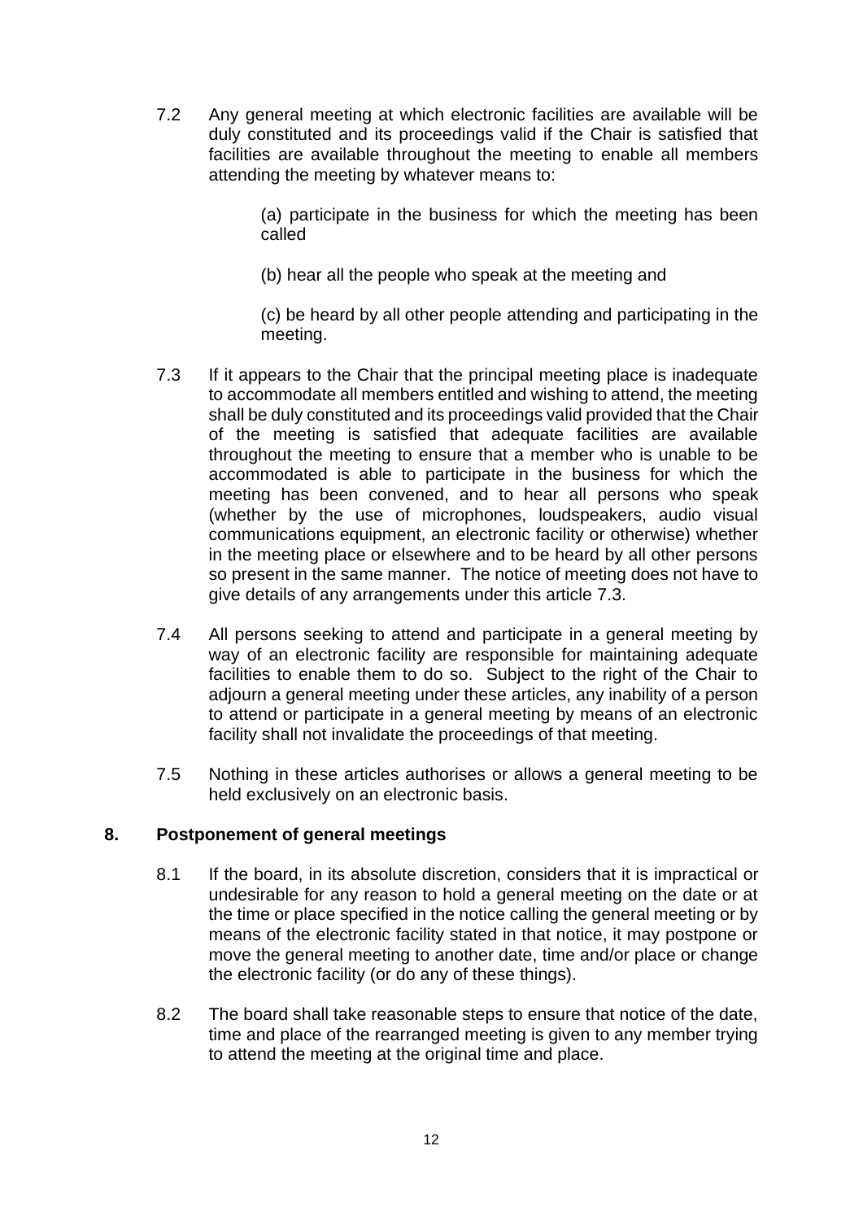7.2 Any general meeting at which electronic facilities are available will be duly constituted and its proceedings valid if the Chair is satisfied that facilities are available throughout the meeting to enable all members attending the meeting by whatever means to:

(a) participate in the business for which the meeting has been called

(b) hear all the people who speak at the meeting and

(c) be heard by all other people attending and participating in the meeting.

7.3 If it appears to the Chair that the principal meeting place is inadequate to accommodate all members entitled and wishing to attend, the meeting shall be duly constituted and its proceedings valid provided that the Chair of the meeting is satisfied that adequate facilities are available throughout the meeting to ensure that a member who is unable to be accommodated is able to participate in the business for which the meeting has been convened, and to hear all persons who speak (whether by the use of microphones, loudspeakers, audio visual communications equipment, an electronic facility or otherwise) whether in the meeting place or elsewhere and to be heard by all other persons so present in the same manner. The notice of meeting does not have to give details of any arrangements under this article 7.3.

7.4 All persons seeking to attend and participate in a general meeting by way of an electronic facility are responsible for maintaining adequate facilities to enable them to do so. Subject to the right of the Chair to adjourn a general meeting under these articles, any inability of a person to attend or participate in a general meeting by means of an electronic facility shall not invalidate the proceedings of that meeting.

7.5 Nothing in these articles authorises or allows a general meeting to be held exclusively on an electronic basis.

## 8. Postponement of general meetings

8.1 If the board, in its absolute discretion, considers that it is impractical or undesirable for any reason to hold a general meeting on the date or at the time or place specified in the notice calling the general meeting or by means of the electronic facility stated in that notice, it may postpone or move the general meeting to another date, time and/or place or change the electronic facility (or do any of these things).

8.2 The board shall take reasonable steps to ensure that notice of the date, time and place of the rearranged meeting is given to any member trying to attend the meeting at the original time and place.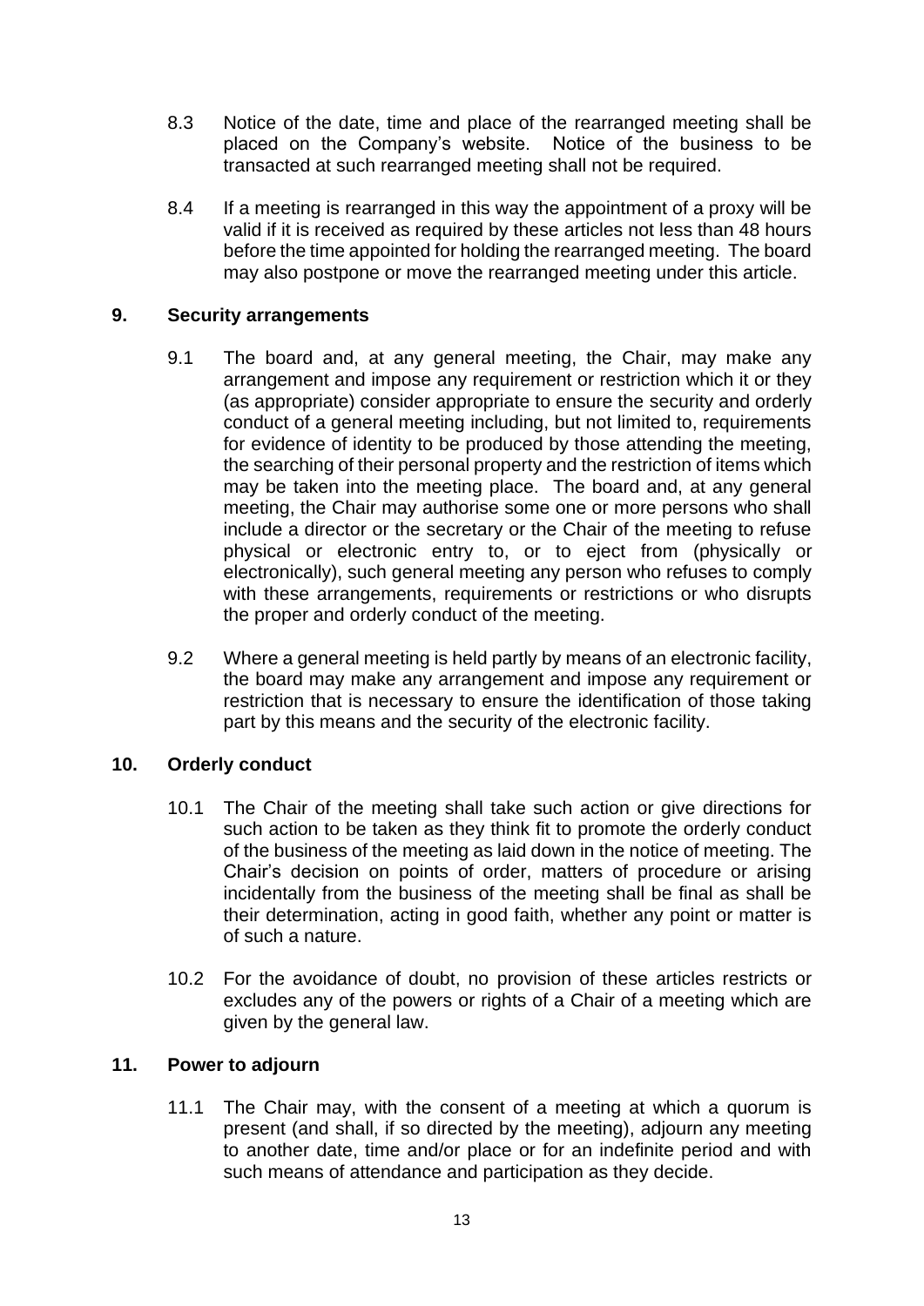8.3 Notice of the date, time and place of the rearranged meeting shall be placed on the Company's website. Notice of the business to be transacted at such rearranged meeting shall not be required.

8.4 If a meeting is rearranged in this way the appointment of a proxy will be valid if it is received as required by these articles not less than 48 hours before the time appointed for holding the rearranged meeting. The board may also postpone or move the rearranged meeting under this article.

## 9. Security arrangements

9.1 The board and, at any general meeting, the Chair, may make any arrangement and impose any requirement or restriction which it or they (as appropriate) consider appropriate to ensure the security and orderly conduct of a general meeting including, but not limited to, requirements for evidence of identity to be produced by those attending the meeting, the searching of their personal property and the restriction of items which may be taken into the meeting place. The board and, at any general meeting, the Chair may authorise some one or more persons who shall include a director or the secretary or the Chair of the meeting to refuse physical or electronic entry to, or to eject from (physically or electronically), such general meeting any person who refuses to comply with these arrangements, requirements or restrictions or who disrupts the proper and orderly conduct of the meeting.

9.2 Where a general meeting is held partly by means of an electronic facility, the board may make any arrangement and impose any requirement or restriction that is necessary to ensure the identification of those taking part by this means and the security of the electronic facility.

## 10. Orderly conduct

10.1 The Chair of the meeting shall take such action or give directions for such action to be taken as they think fit to promote the orderly conduct of the business of the meeting as laid down in the notice of meeting. The Chair's decision on points of order, matters of procedure or arising incidentally from the business of the meeting shall be final as shall be their determination, acting in good faith, whether any point or matter is of such a nature.

10.2 For the avoidance of doubt, no provision of these articles restricts or excludes any of the powers or rights of a Chair of a meeting which are given by the general law.

## 11. Power to adjourn

11.1 The Chair may, with the consent of a meeting at which a quorum is present (and shall, if so directed by the meeting), adjourn any meeting to another date, time and/or place or for an indefinite period and with such means of attendance and participation as they decide.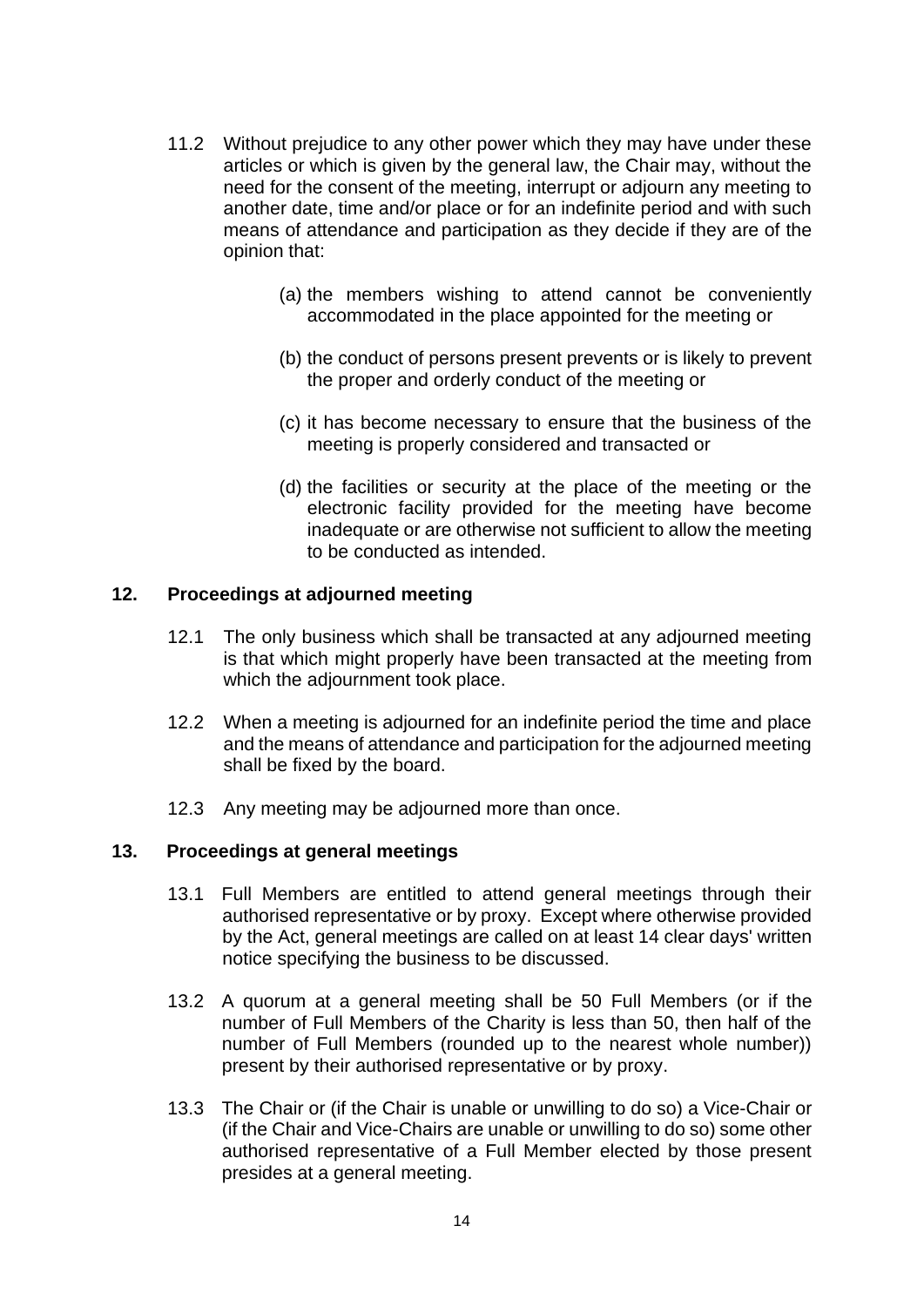11.2 Without prejudice to any other power which they may have under these articles or which is given by the general law, the Chair may, without the need for the consent of the meeting, interrupt or adjourn any meeting to another date, time and/or place or for an indefinite period and with such means of attendance and participation as they decide if they are of the opinion that:

(a) the members wishing to attend cannot be conveniently accommodated in the place appointed for the meeting or

(b) the conduct of persons present prevents or is likely to prevent the proper and orderly conduct of the meeting or

(c) it has become necessary to ensure that the business of the meeting is properly considered and transacted or

(d) the facilities or security at the place of the meeting or the electronic facility provided for the meeting have become inadequate or are otherwise not sufficient to allow the meeting to be conducted as intended.

## 12. Proceedings at adjourned meeting

12.1 The only business which shall be transacted at any adjourned meeting is that which might properly have been transacted at the meeting from which the adjournment took place.

12.2 When a meeting is adjourned for an indefinite period the time and place and the means of attendance and participation for the adjourned meeting shall be fixed by the board.

12.3 Any meeting may be adjourned more than once.

## 13. Proceedings at general meetings

13.1 Full Members are entitled to attend general meetings through their authorised representative or by proxy. Except where otherwise provided by the Act, general meetings are called on at least 14 clear days' written notice specifying the business to be discussed.

13.2 A quorum at a general meeting shall be 50 Full Members (or if the number of Full Members of the Charity is less than 50, then half of the number of Full Members (rounded up to the nearest whole number)) present by their authorised representative or by proxy.

13.3 The Chair or (if the Chair is unable or unwilling to do so) a Vice-Chair or (if the Chair and Vice-Chairs are unable or unwilling to do so) some other authorised representative of a Full Member elected by those present presides at a general meeting.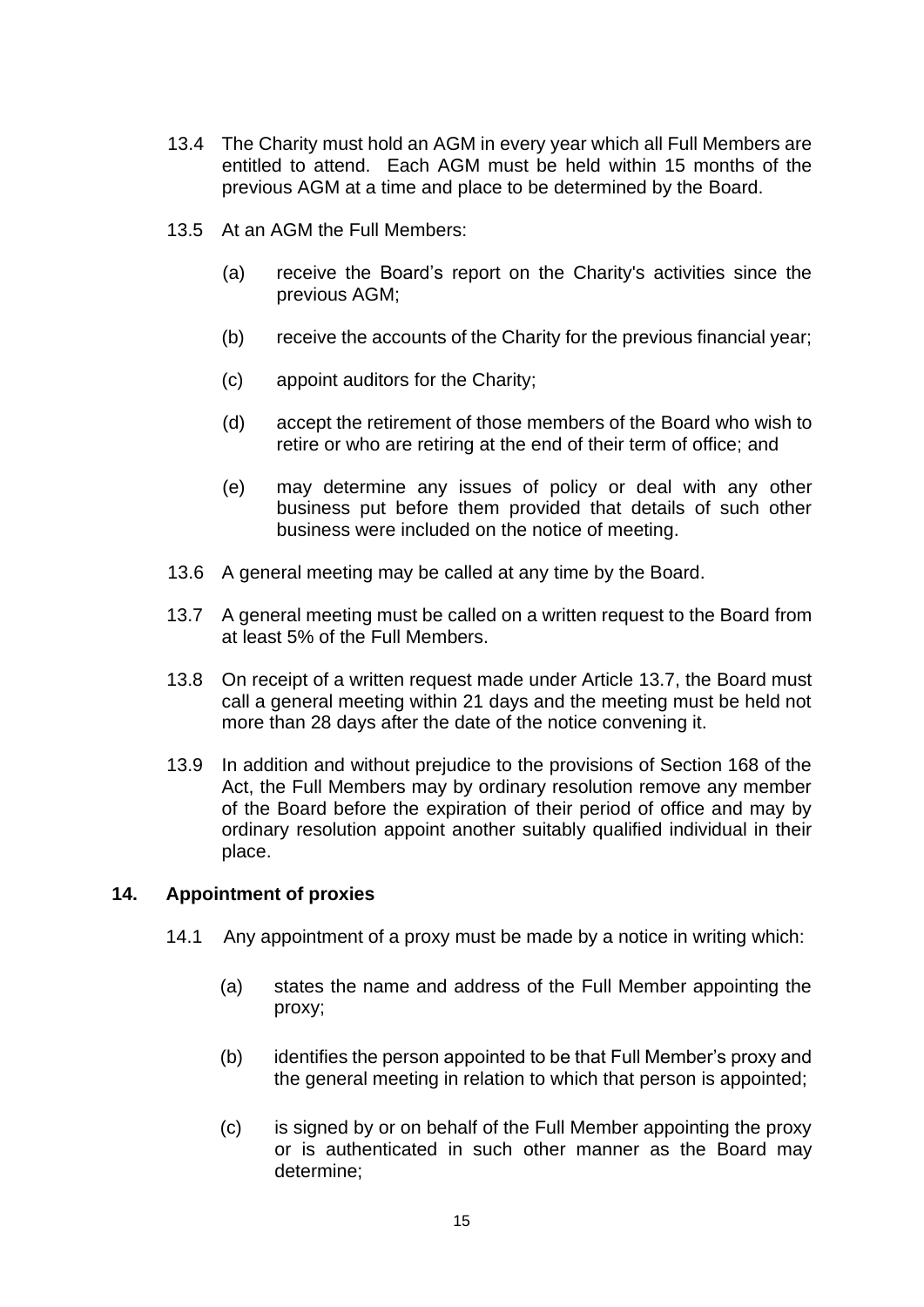13.4 The Charity must hold an AGM in every year which all Full Members are entitled to attend. Each AGM must be held within 15 months of the previous AGM at a time and place to be determined by the Board.

13.5 At an AGM the Full Members:

(a) receive the Board's report on the Charity's activities since the previous AGM;

(b) receive the accounts of the Charity for the previous financial year;

(c) appoint auditors for the Charity;

(d) accept the retirement of those members of the Board who wish to retire or who are retiring at the end of their term of office; and

(e) may determine any issues of policy or deal with any other business put before them provided that details of such other business were included on the notice of meeting.

13.6 A general meeting may be called at any time by the Board.

13.7 A general meeting must be called on a written request to the Board from at least 5% of the Full Members.

13.8 On receipt of a written request made under Article 13.7, the Board must call a general meeting within 21 days and the meeting must be held not more than 28 days after the date of the notice convening it.

13.9 In addition and without prejudice to the provisions of Section 168 of the Act, the Full Members may by ordinary resolution remove any member of the Board before the expiration of their period of office and may by ordinary resolution appoint another suitably qualified individual in their place.

## 14. Appointment of proxies

14.1 Any appointment of a proxy must be made by a notice in writing which:

(a) states the name and address of the Full Member appointing the proxy;

(b) identifies the person appointed to be that Full Member's proxy and the general meeting in relation to which that person is appointed;

(c) is signed by or on behalf of the Full Member appointing the proxy or is authenticated in such other manner as the Board may determine;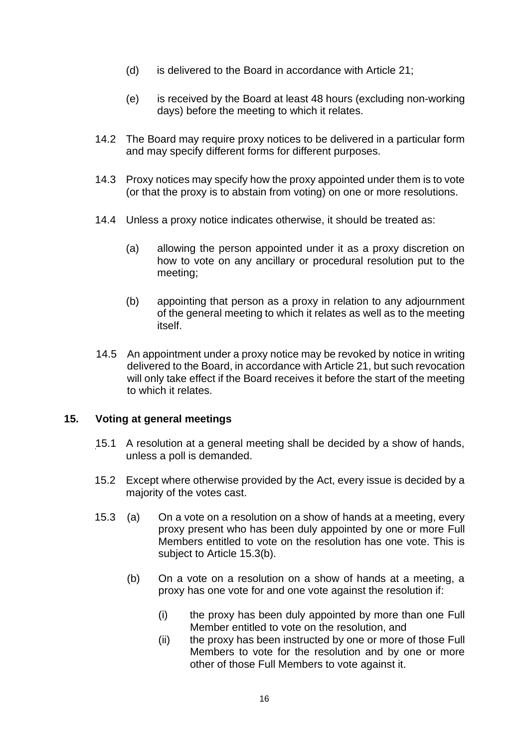(d) is delivered to the Board in accordance with Article 21;

(e) is received by the Board at least 48 hours (excluding non-working days) before the meeting to which it relates.

14.2 The Board may require proxy notices to be delivered in a particular form and may specify different forms for different purposes.

14.3 Proxy notices may specify how the proxy appointed under them is to vote (or that the proxy is to abstain from voting) on one or more resolutions.

14.4 Unless a proxy notice indicates otherwise, it should be treated as:

(a) allowing the person appointed under it as a proxy discretion on how to vote on any ancillary or procedural resolution put to the meeting;

(b) appointing that person as a proxy in relation to any adjournment of the general meeting to which it relates as well as to the meeting itself.

14.5 An appointment under a proxy notice may be revoked by notice in writing delivered to the Board, in accordance with Article 21, but such revocation will only take effect if the Board receives it before the start of the meeting to which it relates.

## 15. Voting at general meetings

15.1 A resolution at a general meeting shall be decided by a show of hands, unless a poll is demanded.

15.2 Except where otherwise provided by the Act, every issue is decided by a majority of the votes cast.

15.3 (a) On a vote on a resolution on a show of hands at a meeting, every proxy present who has been duly appointed by one or more Full Members entitled to vote on the resolution has one vote. This is subject to Article 15.3(b).

(b) On a vote on a resolution on a show of hands at a meeting, a proxy has one vote for and one vote against the resolution if:

(i) the proxy has been duly appointed by more than one Full Member entitled to vote on the resolution, and

(ii) the proxy has been instructed by one or more of those Full Members to vote for the resolution and by one or more other of those Full Members to vote against it.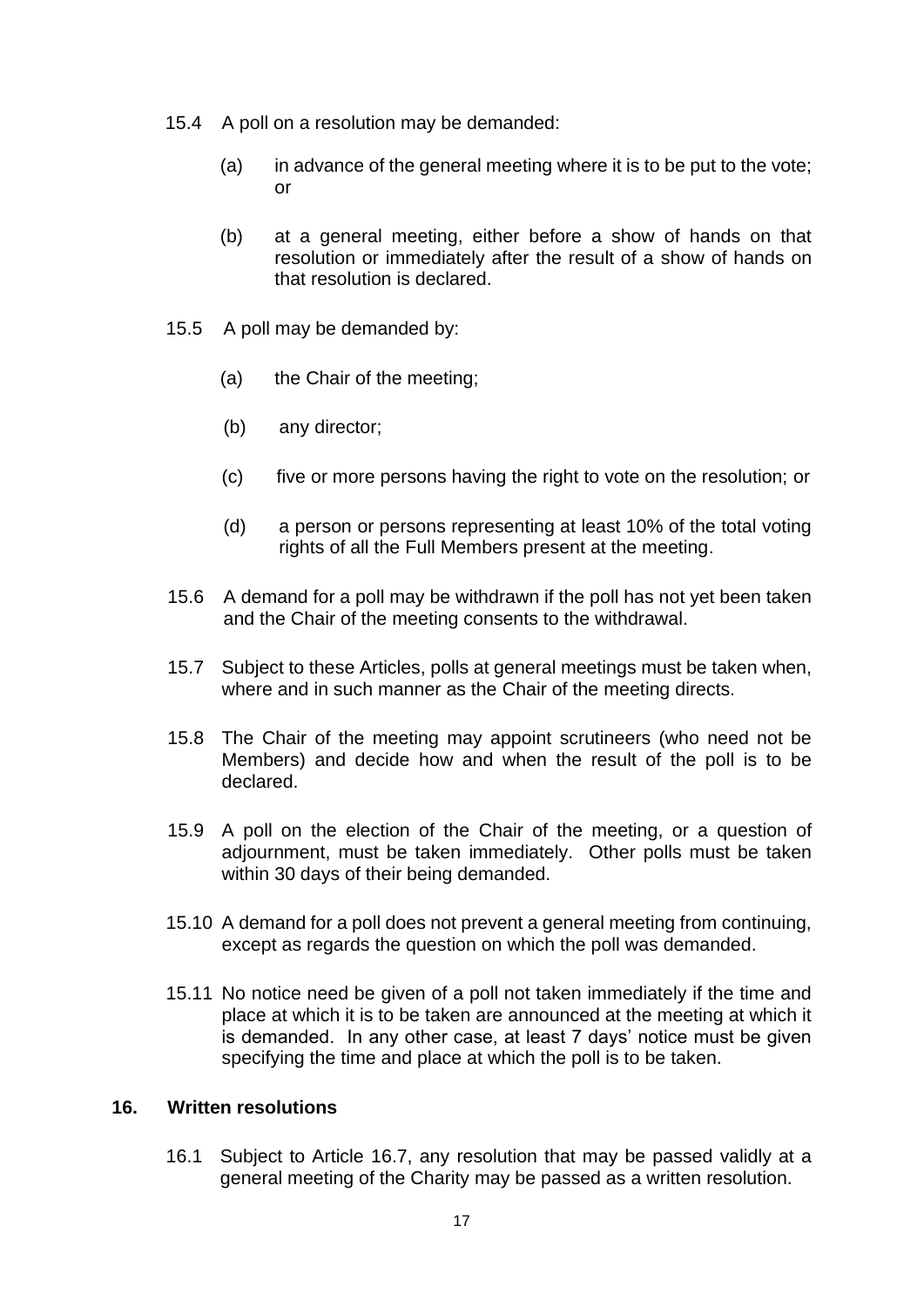15.4 A poll on a resolution may be demanded:

   (a) in advance of the general meeting where it is to be put to the vote; or

   (b) at a general meeting, either before a show of hands on that resolution or immediately after the result of a show of hands on that resolution is declared.

15.5 A poll may be demanded by:

   (a) the Chair of the meeting;

   (b) any director;

   (c) five or more persons having the right to vote on the resolution; or

   (d) a person or persons representing at least 10% of the total voting rights of all the Full Members present at the meeting.

15.6 A demand for a poll may be withdrawn if the poll has not yet been taken and the Chair of the meeting consents to the withdrawal.

15.7 Subject to these Articles, polls at general meetings must be taken when, where and in such manner as the Chair of the meeting directs.

15.8 The Chair of the meeting may appoint scrutineers (who need not be Members) and decide how and when the result of the poll is to be declared.

15.9 A poll on the election of the Chair of the meeting, or a question of adjournment, must be taken immediately. Other polls must be taken within 30 days of their being demanded.

15.10 A demand for a poll does not prevent a general meeting from continuing, except as regards the question on which the poll was demanded.

15.11 No notice need be given of a poll not taken immediately if the time and place at which it is to be taken are announced at the meeting at which it is demanded. In any other case, at least 7 days' notice must be given specifying the time and place at which the poll is to be taken.

## 16. Written resolutions

16.1 Subject to Article 16.7, any resolution that may be passed validly at a general meeting of the Charity may be passed as a written resolution.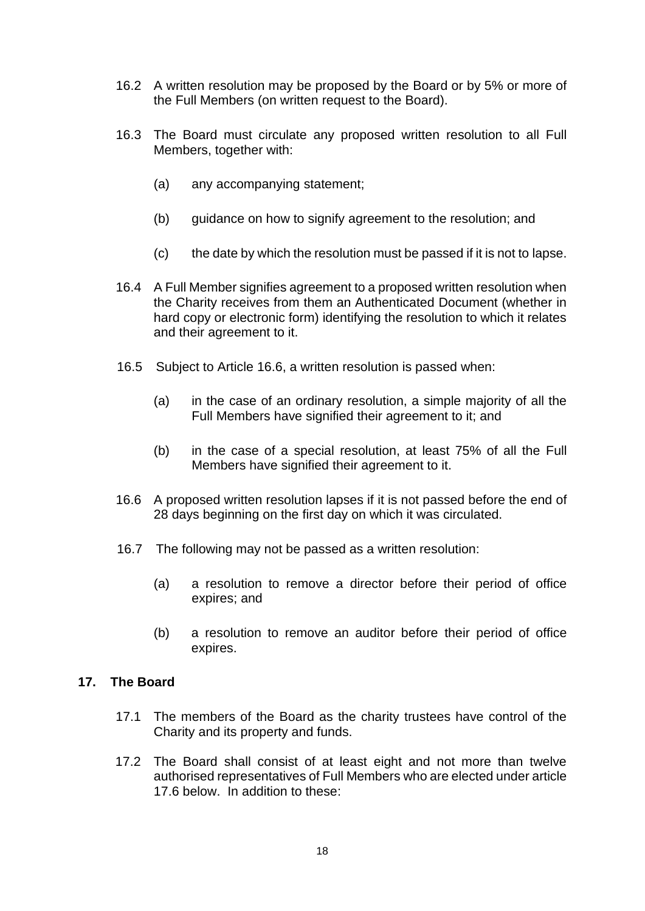16.2 A written resolution may be proposed by the Board or by 5% or more of the Full Members (on written request to the Board).

16.3 The Board must circulate any proposed written resolution to all Full Members, together with:

(a) any accompanying statement;

(b) guidance on how to signify agreement to the resolution; and

(c) the date by which the resolution must be passed if it is not to lapse.

16.4 A Full Member signifies agreement to a proposed written resolution when the Charity receives from them an Authenticated Document (whether in hard copy or electronic form) identifying the resolution to which it relates and their agreement to it.

16.5 Subject to Article 16.6, a written resolution is passed when:

(a) in the case of an ordinary resolution, a simple majority of all the Full Members have signified their agreement to it; and

(b) in the case of a special resolution, at least 75% of all the Full Members have signified their agreement to it.

16.6 A proposed written resolution lapses if it is not passed before the end of 28 days beginning on the first day on which it was circulated.

16.7 The following may not be passed as a written resolution:

(a) a resolution to remove a director before their period of office expires; and

(b) a resolution to remove an auditor before their period of office expires.

## 17. The Board

17.1 The members of the Board as the charity trustees have control of the Charity and its property and funds.

17.2 The Board shall consist of at least eight and not more than twelve authorised representatives of Full Members who are elected under article 17.6 below. In addition to these: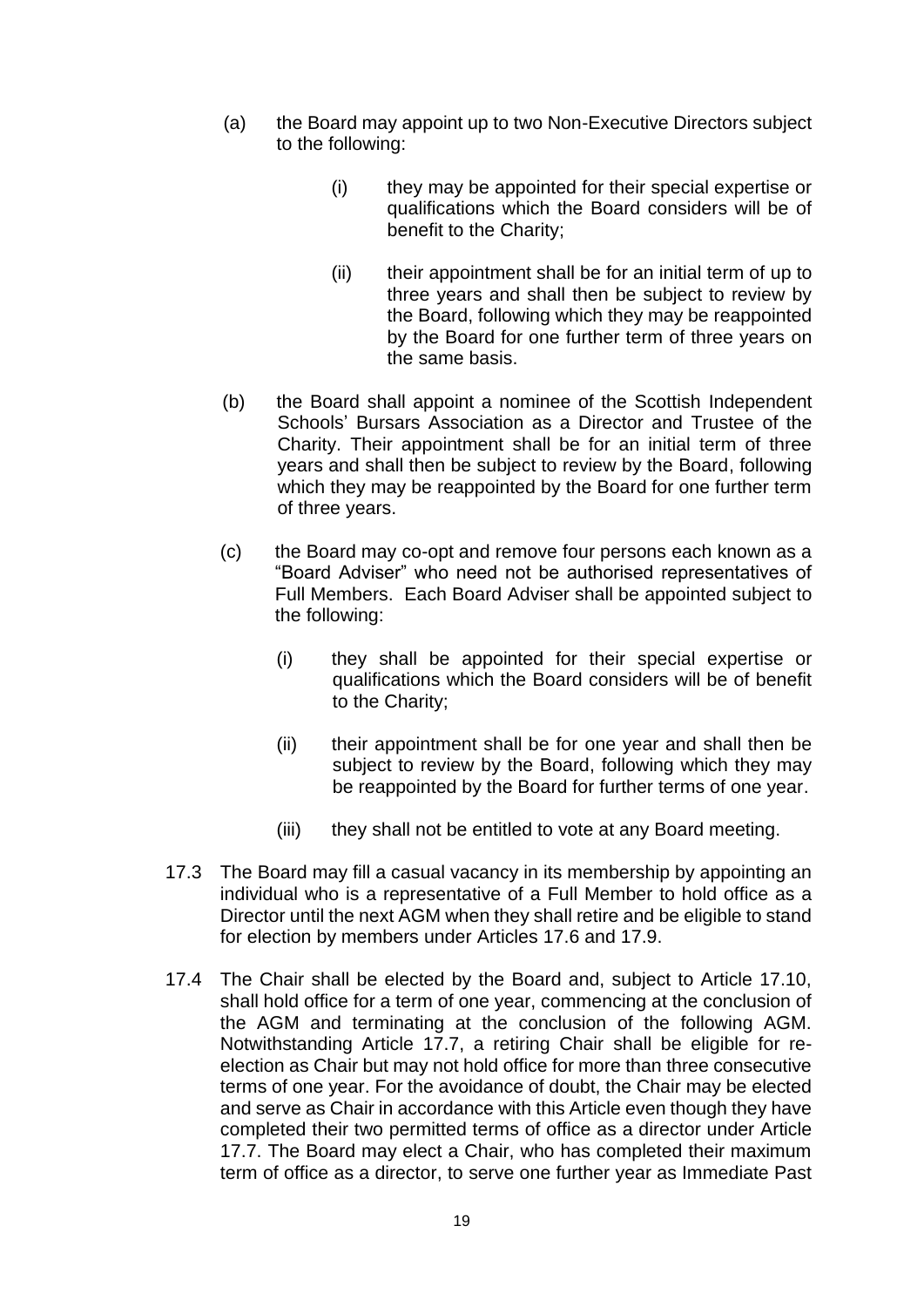(a) the Board may appoint up to two Non-Executive Directors subject to the following:

   (i) they may be appointed for their special expertise or qualifications which the Board considers will be of benefit to the Charity;

   (ii) their appointment shall be for an initial term of up to three years and shall then be subject to review by the Board, following which they may be reappointed by the Board for one further term of three years on the same basis.

(b) the Board shall appoint a nominee of the Scottish Independent Schools' Bursars Association as a Director and Trustee of the Charity. Their appointment shall be for an initial term of three years and shall then be subject to review by the Board, following which they may be reappointed by the Board for one further term of three years.

(c) the Board may co-opt and remove four persons each known as a "Board Adviser" who need not be authorised representatives of Full Members. Each Board Adviser shall be appointed subject to the following:

   (i) they shall be appointed for their special expertise or qualifications which the Board considers will be of benefit to the Charity;

   (ii) their appointment shall be for one year and shall then be subject to review by the Board, following which they may be reappointed by the Board for further terms of one year.

   (iii) they shall not be entitled to vote at any Board meeting.

17.3 The Board may fill a casual vacancy in its membership by appointing an individual who is a representative of a Full Member to hold office as a Director until the next AGM when they shall retire and be eligible to stand for election by members under Articles 17.6 and 17.9.

17.4 The Chair shall be elected by the Board and, subject to Article 17.10, shall hold office for a term of one year, commencing at the conclusion of the AGM and terminating at the conclusion of the following AGM. Notwithstanding Article 17.7, a retiring Chair shall be eligible for re-election as Chair but may not hold office for more than three consecutive terms of one year. For the avoidance of doubt, the Chair may be elected and serve as Chair in accordance with this Article even though they have completed their two permitted terms of office as a director under Article 17.7. The Board may elect a Chair, who has completed their maximum term of office as a director, to serve one further year as Immediate Past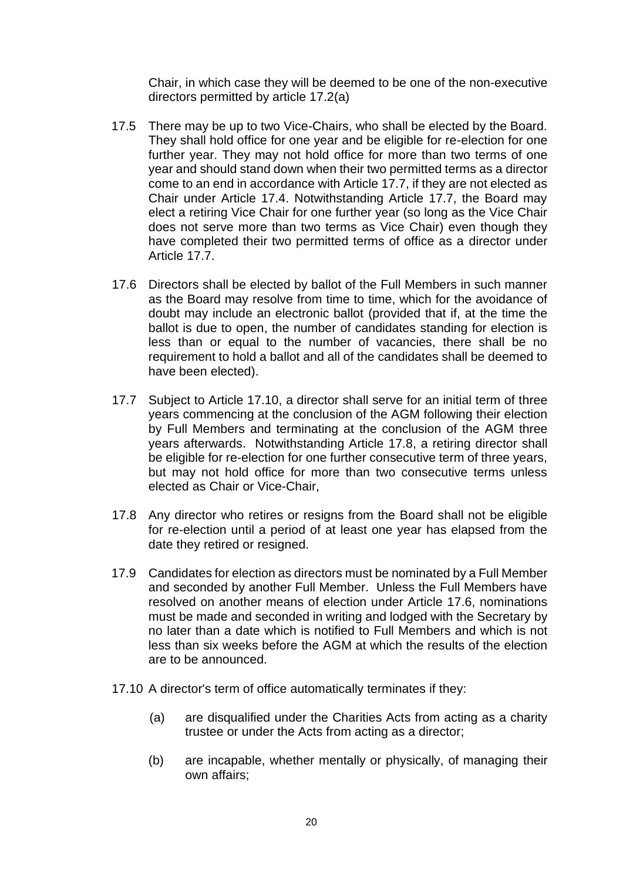Chair, in which case they will be deemed to be one of the non-executive directors permitted by article 17.2(a)

17.5 There may be up to two Vice-Chairs, who shall be elected by the Board. They shall hold office for one year and be eligible for re-election for one further year. They may not hold office for more than two terms of one year and should stand down when their two permitted terms as a director come to an end in accordance with Article 17.7, if they are not elected as Chair under Article 17.4. Notwithstanding Article 17.7, the Board may elect a retiring Vice Chair for one further year (so long as the Vice Chair does not serve more than two terms as Vice Chair) even though they have completed their two permitted terms of office as a director under Article 17.7.

17.6 Directors shall be elected by ballot of the Full Members in such manner as the Board may resolve from time to time, which for the avoidance of doubt may include an electronic ballot (provided that if, at the time the ballot is due to open, the number of candidates standing for election is less than or equal to the number of vacancies, there shall be no requirement to hold a ballot and all of the candidates shall be deemed to have been elected).

17.7 Subject to Article 17.10, a director shall serve for an initial term of three years commencing at the conclusion of the AGM following their election by Full Members and terminating at the conclusion of the AGM three years afterwards. Notwithstanding Article 17.8, a retiring director shall be eligible for re-election for one further consecutive term of three years, but may not hold office for more than two consecutive terms unless elected as Chair or Vice-Chair,

17.8 Any director who retires or resigns from the Board shall not be eligible for re-election until a period of at least one year has elapsed from the date they retired or resigned.

17.9 Candidates for election as directors must be nominated by a Full Member and seconded by another Full Member. Unless the Full Members have resolved on another means of election under Article 17.6, nominations must be made and seconded in writing and lodged with the Secretary by no later than a date which is notified to Full Members and which is not less than six weeks before the AGM at which the results of the election are to be announced.

17.10 A director's term of office automatically terminates if they:

(a) are disqualified under the Charities Acts from acting as a charity trustee or under the Acts from acting as a director;

(b) are incapable, whether mentally or physically, of managing their own affairs;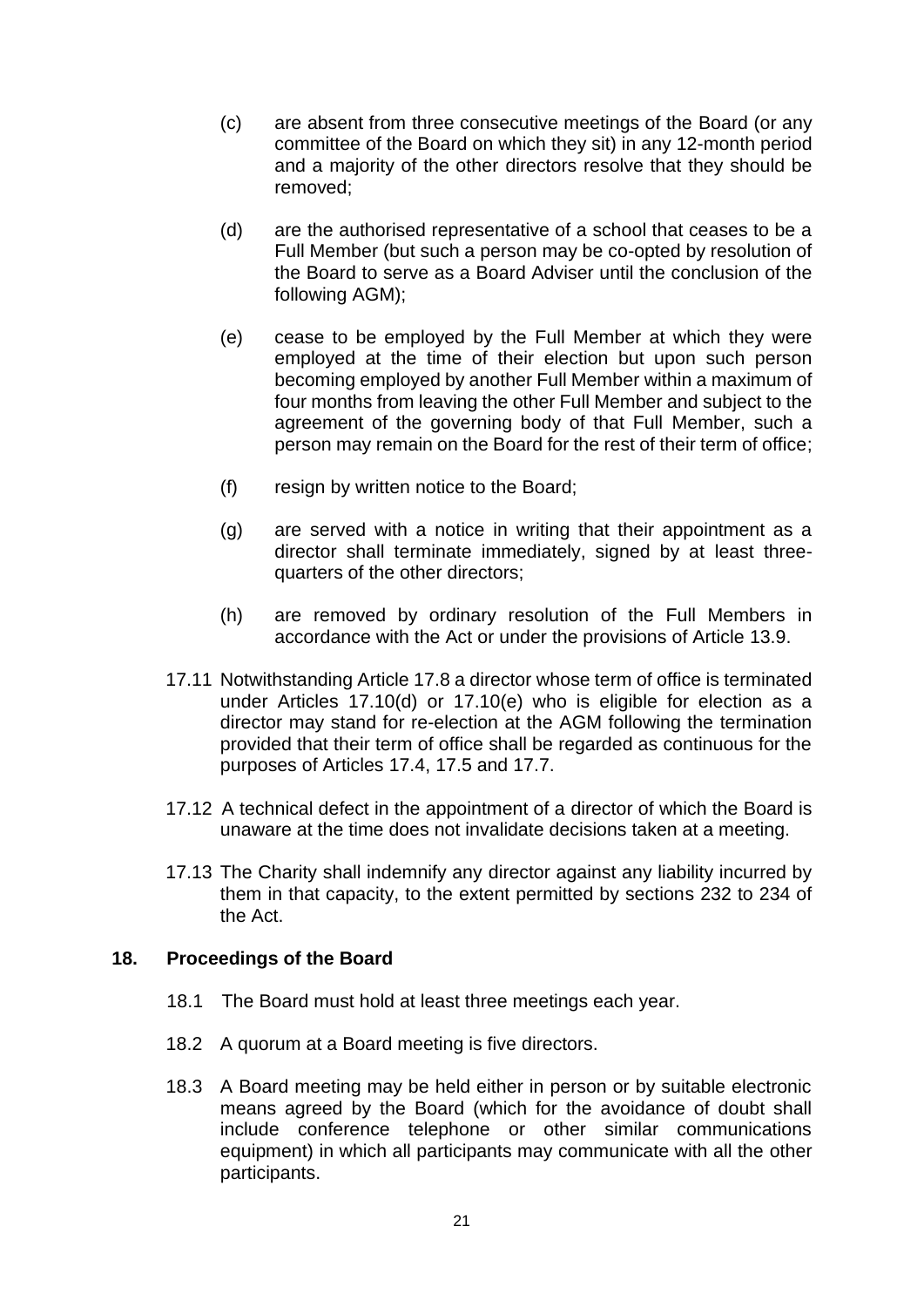(c) are absent from three consecutive meetings of the Board (or any committee of the Board on which they sit) in any 12-month period and a majority of the other directors resolve that they should be removed;

(d) are the authorised representative of a school that ceases to be a Full Member (but such a person may be co-opted by resolution of the Board to serve as a Board Adviser until the conclusion of the following AGM);

(e) cease to be employed by the Full Member at which they were employed at the time of their election but upon such person becoming employed by another Full Member within a maximum of four months from leaving the other Full Member and subject to the agreement of the governing body of that Full Member, such a person may remain on the Board for the rest of their term of office;

(f) resign by written notice to the Board;

(g) are served with a notice in writing that their appointment as a director shall terminate immediately, signed by at least three-quarters of the other directors;

(h) are removed by ordinary resolution of the Full Members in accordance with the Act or under the provisions of Article 13.9.

17.11 Notwithstanding Article 17.8 a director whose term of office is terminated under Articles 17.10(d) or 17.10(e) who is eligible for election as a director may stand for re-election at the AGM following the termination provided that their term of office shall be regarded as continuous for the purposes of Articles 17.4, 17.5 and 17.7.

17.12 A technical defect in the appointment of a director of which the Board is unaware at the time does not invalidate decisions taken at a meeting.

17.13 The Charity shall indemnify any director against any liability incurred by them in that capacity, to the extent permitted by sections 232 to 234 of the Act.

## 18. Proceedings of the Board

18.1 The Board must hold at least three meetings each year.

18.2 A quorum at a Board meeting is five directors.

18.3 A Board meeting may be held either in person or by suitable electronic means agreed by the Board (which for the avoidance of doubt shall include conference telephone or other similar communications equipment) in which all participants may communicate with all the other participants.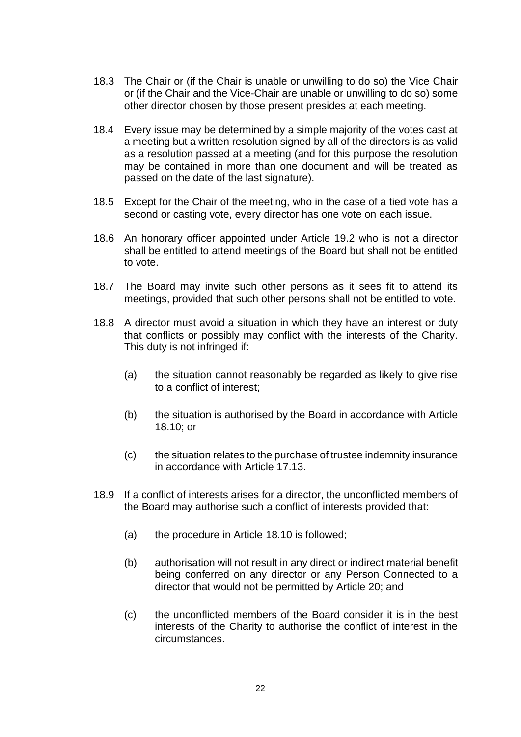18.3 The Chair or (if the Chair is unable or unwilling to do so) the Vice Chair or (if the Chair and the Vice-Chair are unable or unwilling to do so) some other director chosen by those present presides at each meeting.

18.4 Every issue may be determined by a simple majority of the votes cast at a meeting but a written resolution signed by all of the directors is as valid as a resolution passed at a meeting (and for this purpose the resolution may be contained in more than one document and will be treated as passed on the date of the last signature).

18.5 Except for the Chair of the meeting, who in the case of a tied vote has a second or casting vote, every director has one vote on each issue.

18.6 An honorary officer appointed under Article 19.2 who is not a director shall be entitled to attend meetings of the Board but shall not be entitled to vote.

18.7 The Board may invite such other persons as it sees fit to attend its meetings, provided that such other persons shall not be entitled to vote.

18.8 A director must avoid a situation in which they have an interest or duty that conflicts or possibly may conflict with the interests of the Charity. This duty is not infringed if:

- (a) the situation cannot reasonably be regarded as likely to give rise to a conflict of interest;
- (b) the situation is authorised by the Board in accordance with Article 18.10; or
- (c) the situation relates to the purchase of trustee indemnity insurance in accordance with Article 17.13.

18.9 If a conflict of interests arises for a director, the unconflicted members of the Board may authorise such a conflict of interests provided that:

- (a) the procedure in Article 18.10 is followed;
- (b) authorisation will not result in any direct or indirect material benefit being conferred on any director or any Person Connected to a director that would not be permitted by Article 20; and
- (c) the unconflicted members of the Board consider it is in the best interests of the Charity to authorise the conflict of interest in the circumstances.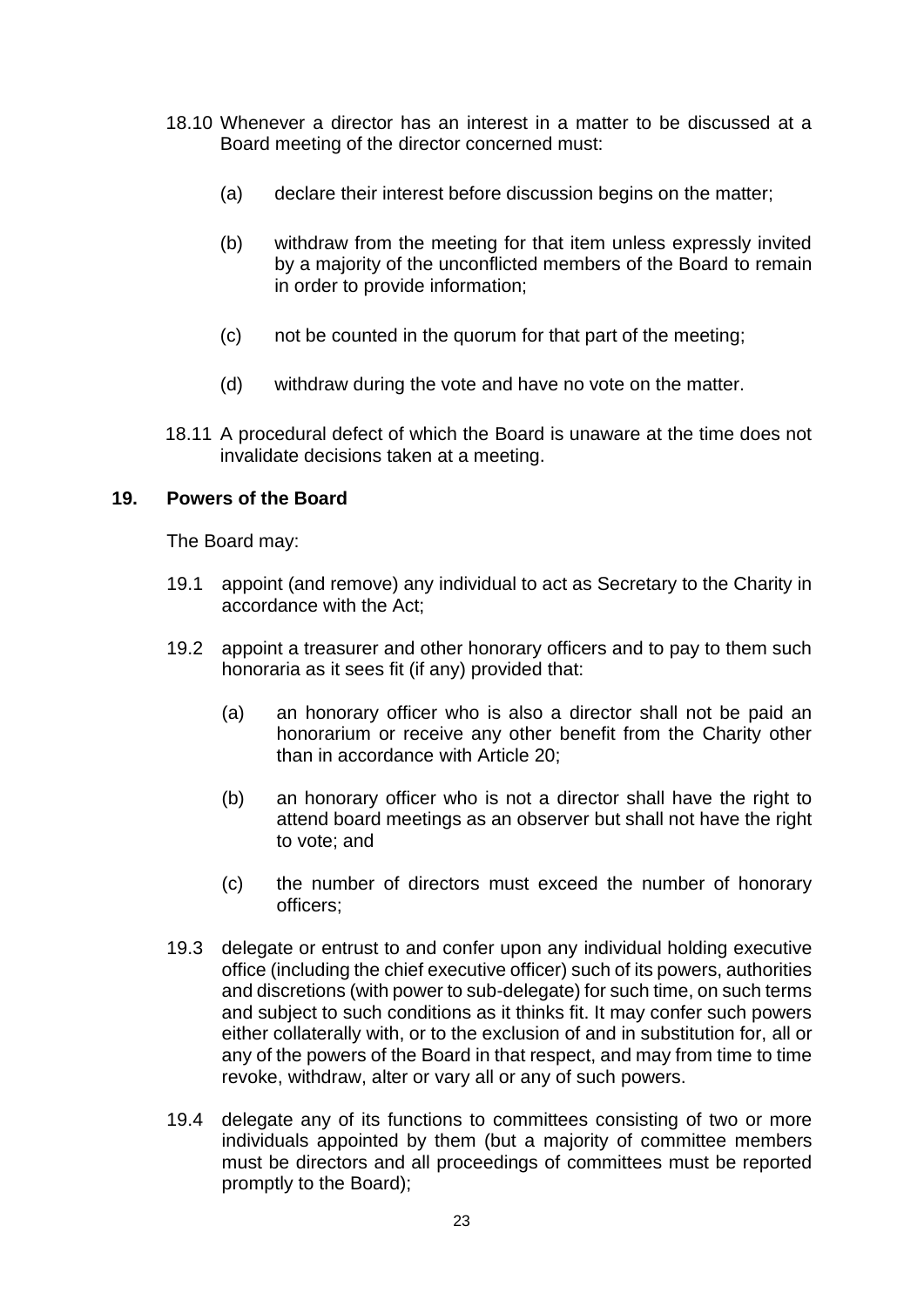18.10 Whenever a director has an interest in a matter to be discussed at a Board meeting of the director concerned must:

(a) declare their interest before discussion begins on the matter;

(b) withdraw from the meeting for that item unless expressly invited by a majority of the unconflicted members of the Board to remain in order to provide information;

(c) not be counted in the quorum for that part of the meeting;

(d) withdraw during the vote and have no vote on the matter.

18.11 A procedural defect of which the Board is unaware at the time does not invalidate decisions taken at a meeting.

## 19. Powers of the Board

The Board may:

19.1 appoint (and remove) any individual to act as Secretary to the Charity in accordance with the Act;

19.2 appoint a treasurer and other honorary officers and to pay to them such honoraria as it sees fit (if any) provided that:

(a) an honorary officer who is also a director shall not be paid an honorarium or receive any other benefit from the Charity other than in accordance with Article 20;

(b) an honorary officer who is not a director shall have the right to attend board meetings as an observer but shall not have the right to vote; and

(c) the number of directors must exceed the number of honorary officers;

19.3 delegate or entrust to and confer upon any individual holding executive office (including the chief executive officer) such of its powers, authorities and discretions (with power to sub-delegate) for such time, on such terms and subject to such conditions as it thinks fit. It may confer such powers either collaterally with, or to the exclusion of and in substitution for, all or any of the powers of the Board in that respect, and may from time to time revoke, withdraw, alter or vary all or any of such powers.

19.4 delegate any of its functions to committees consisting of two or more individuals appointed by them (but a majority of committee members must be directors and all proceedings of committees must be reported promptly to the Board);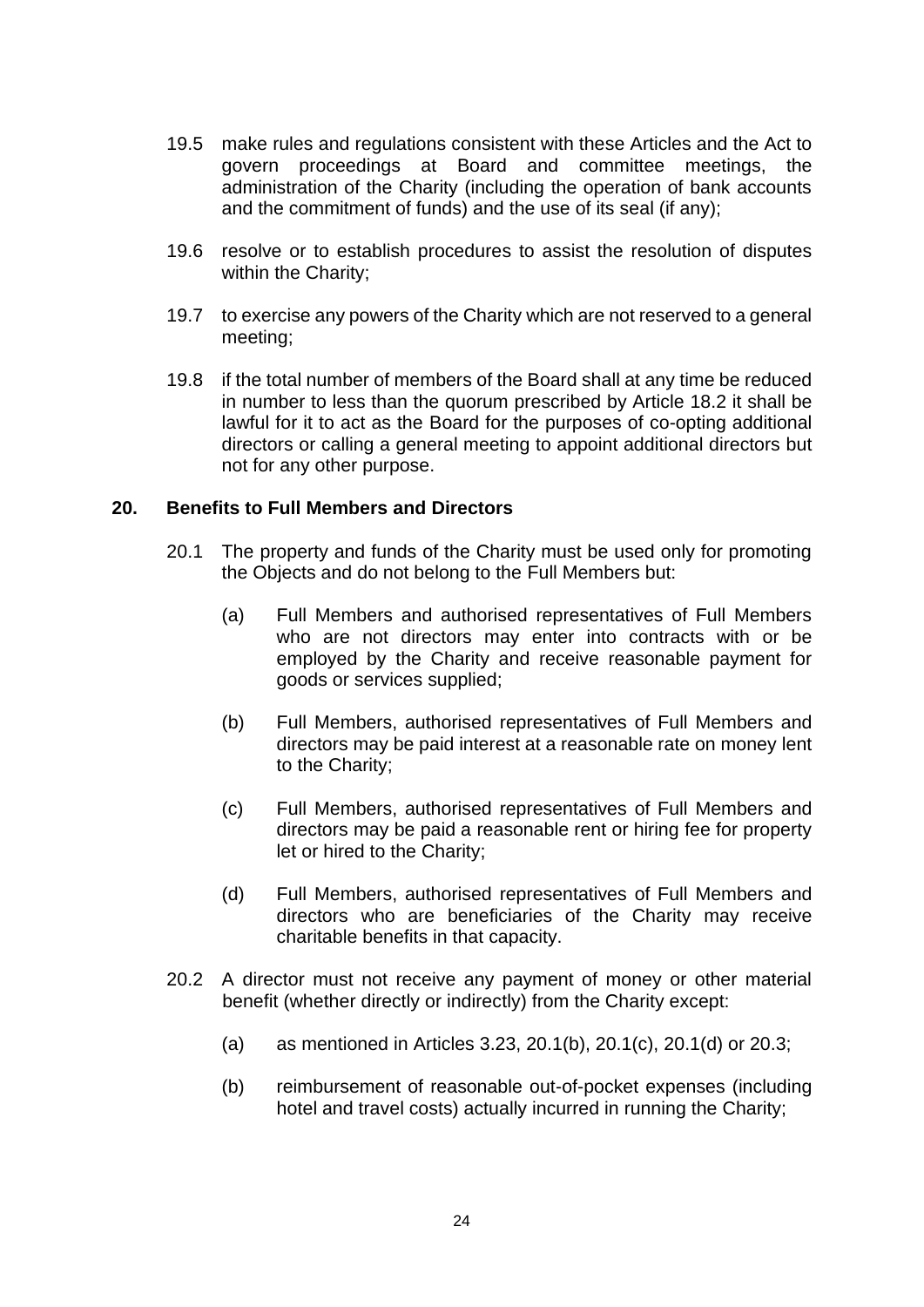19.5 make rules and regulations consistent with these Articles and the Act to govern proceedings at Board and committee meetings, the administration of the Charity (including the operation of bank accounts and the commitment of funds) and the use of its seal (if any);

19.6 resolve or to establish procedures to assist the resolution of disputes within the Charity;

19.7 to exercise any powers of the Charity which are not reserved to a general meeting;

19.8 if the total number of members of the Board shall at any time be reduced in number to less than the quorum prescribed by Article 18.2 it shall be lawful for it to act as the Board for the purposes of co-opting additional directors or calling a general meeting to appoint additional directors but not for any other purpose.

## 20. Benefits to Full Members and Directors

20.1 The property and funds of the Charity must be used only for promoting the Objects and do not belong to the Full Members but:

(a) Full Members and authorised representatives of Full Members who are not directors may enter into contracts with or be employed by the Charity and receive reasonable payment for goods or services supplied;

(b) Full Members, authorised representatives of Full Members and directors may be paid interest at a reasonable rate on money lent to the Charity;

(c) Full Members, authorised representatives of Full Members and directors may be paid a reasonable rent or hiring fee for property let or hired to the Charity;

(d) Full Members, authorised representatives of Full Members and directors who are beneficiaries of the Charity may receive charitable benefits in that capacity.

20.2 A director must not receive any payment of money or other material benefit (whether directly or indirectly) from the Charity except:

(a) as mentioned in Articles 3.23, 20.1(b), 20.1(c), 20.1(d) or 20.3;

(b) reimbursement of reasonable out-of-pocket expenses (including hotel and travel costs) actually incurred in running the Charity;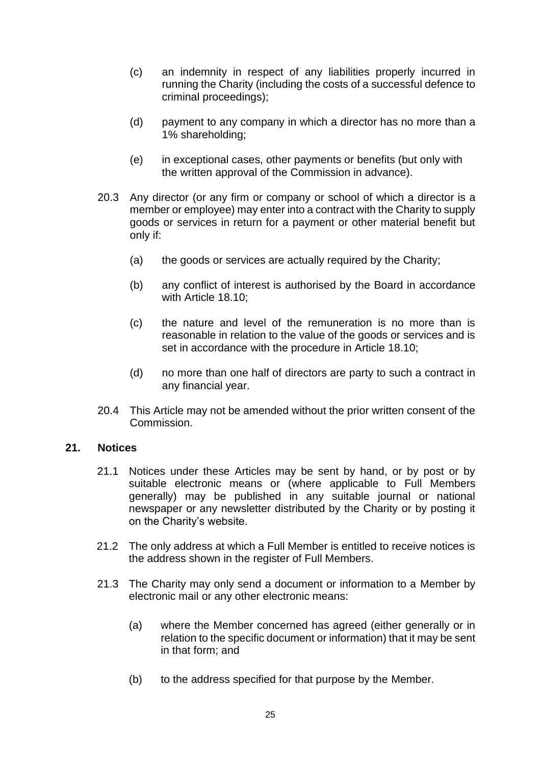(c) an indemnity in respect of any liabilities properly incurred in running the Charity (including the costs of a successful defence to criminal proceedings);

(d) payment to any company in which a director has no more than a 1% shareholding;

(e) in exceptional cases, other payments or benefits (but only with the written approval of the Commission in advance).

20.3 Any director (or any firm or company or school of which a director is a member or employee) may enter into a contract with the Charity to supply goods or services in return for a payment or other material benefit but only if:

(a) the goods or services are actually required by the Charity;

(b) any conflict of interest is authorised by the Board in accordance with Article 18.10;

(c) the nature and level of the remuneration is no more than is reasonable in relation to the value of the goods or services and is set in accordance with the procedure in Article 18.10;

(d) no more than one half of directors are party to such a contract in any financial year.

20.4 This Article may not be amended without the prior written consent of the Commission.

## 21. Notices

21.1 Notices under these Articles may be sent by hand, or by post or by suitable electronic means or (where applicable to Full Members generally) may be published in any suitable journal or national newspaper or any newsletter distributed by the Charity or by posting it on the Charity's website.

21.2 The only address at which a Full Member is entitled to receive notices is the address shown in the register of Full Members.

21.3 The Charity may only send a document or information to a Member by electronic mail or any other electronic means:

(a) where the Member concerned has agreed (either generally or in relation to the specific document or information) that it may be sent in that form; and

(b) to the address specified for that purpose by the Member.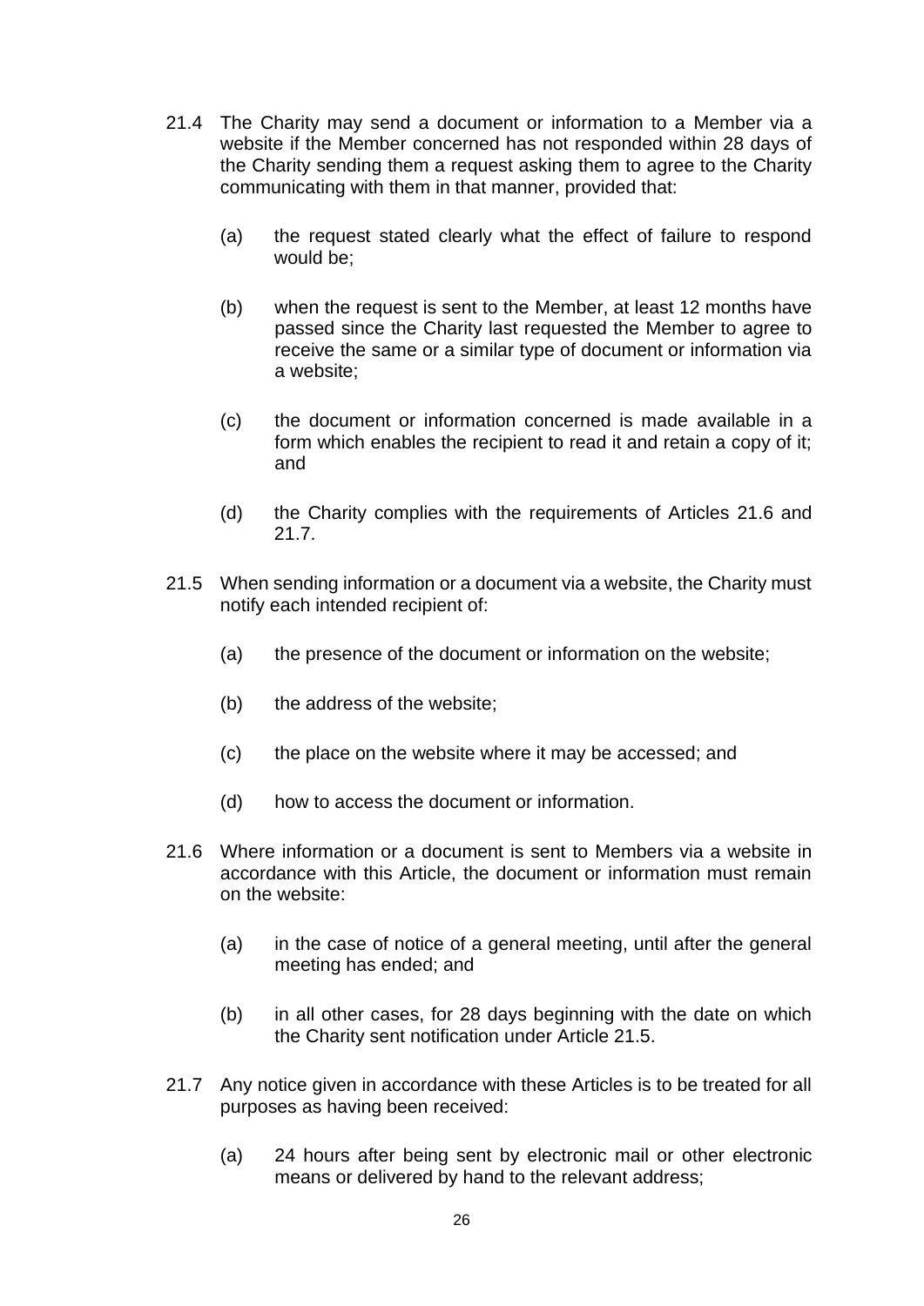21.4 The Charity may send a document or information to a Member via a website if the Member concerned has not responded within 28 days of the Charity sending them a request asking them to agree to the Charity communicating with them in that manner, provided that:

(a) the request stated clearly what the effect of failure to respond would be;

(b) when the request is sent to the Member, at least 12 months have passed since the Charity last requested the Member to agree to receive the same or a similar type of document or information via a website;

(c) the document or information concerned is made available in a form which enables the recipient to read it and retain a copy of it; and

(d) the Charity complies with the requirements of Articles 21.6 and 21.7.

21.5 When sending information or a document via a website, the Charity must notify each intended recipient of:

(a) the presence of the document or information on the website;

(b) the address of the website;

(c) the place on the website where it may be accessed; and

(d) how to access the document or information.

21.6 Where information or a document is sent to Members via a website in accordance with this Article, the document or information must remain on the website:

(a) in the case of notice of a general meeting, until after the general meeting has ended; and

(b) in all other cases, for 28 days beginning with the date on which the Charity sent notification under Article 21.5.

21.7 Any notice given in accordance with these Articles is to be treated for all purposes as having been received:

(a) 24 hours after being sent by electronic mail or other electronic means or delivered by hand to the relevant address;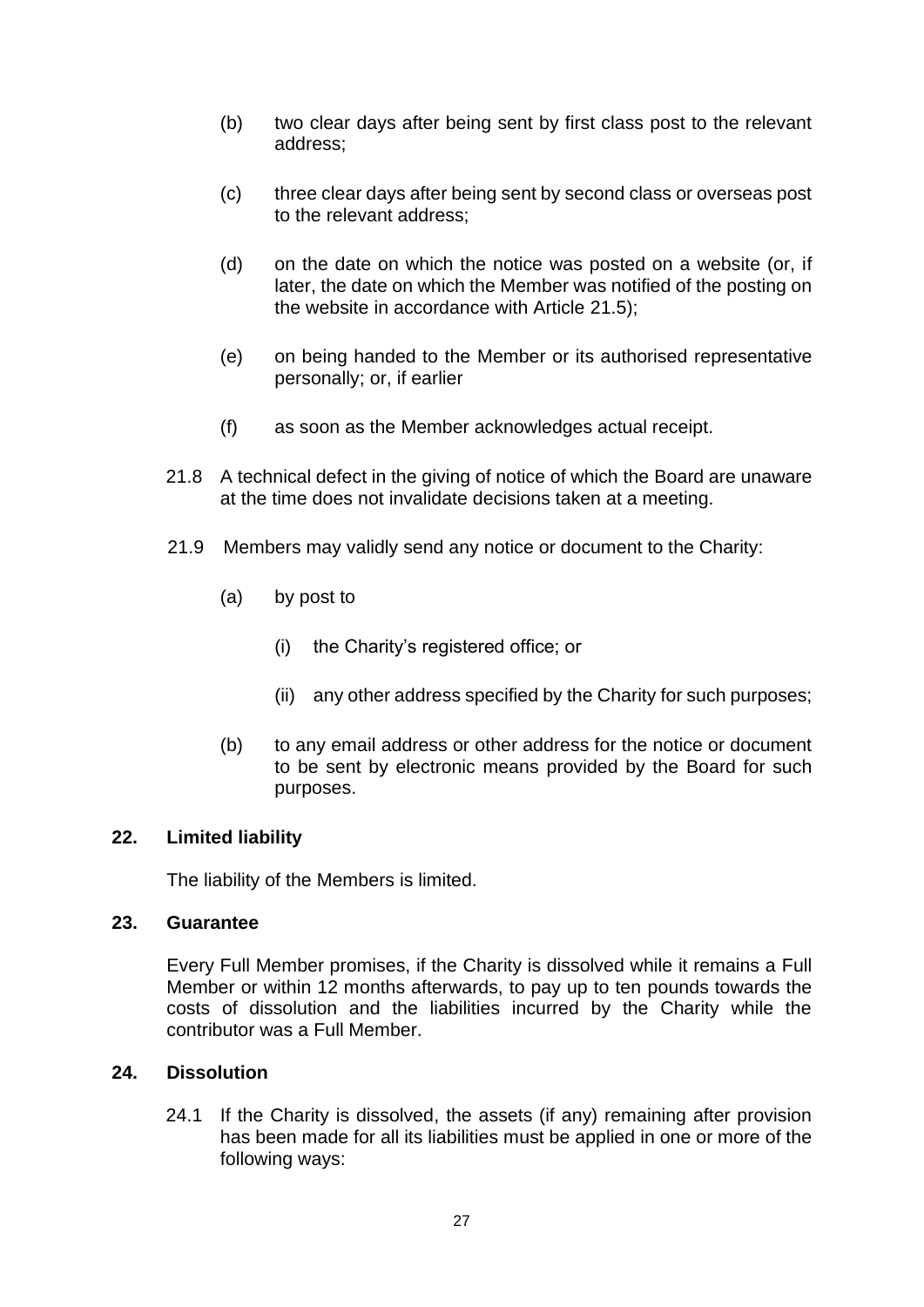(b) two clear days after being sent by first class post to the relevant address;

(c) three clear days after being sent by second class or overseas post to the relevant address;

(d) on the date on which the notice was posted on a website (or, if later, the date on which the Member was notified of the posting on the website in accordance with Article 21.5);

(e) on being handed to the Member or its authorised representative personally; or, if earlier

(f) as soon as the Member acknowledges actual receipt.

21.8 A technical defect in the giving of notice of which the Board are unaware at the time does not invalidate decisions taken at a meeting.

21.9 Members may validly send any notice or document to the Charity:

(a) by post to

(i) the Charity's registered office; or

(ii) any other address specified by the Charity for such purposes;

(b) to any email address or other address for the notice or document to be sent by electronic means provided by the Board for such purposes.

## 22. Limited liability

The liability of the Members is limited.

## 23. Guarantee

Every Full Member promises, if the Charity is dissolved while it remains a Full Member or within 12 months afterwards, to pay up to ten pounds towards the costs of dissolution and the liabilities incurred by the Charity while the contributor was a Full Member.

## 24. Dissolution

24.1 If the Charity is dissolved, the assets (if any) remaining after provision has been made for all its liabilities must be applied in one or more of the following ways: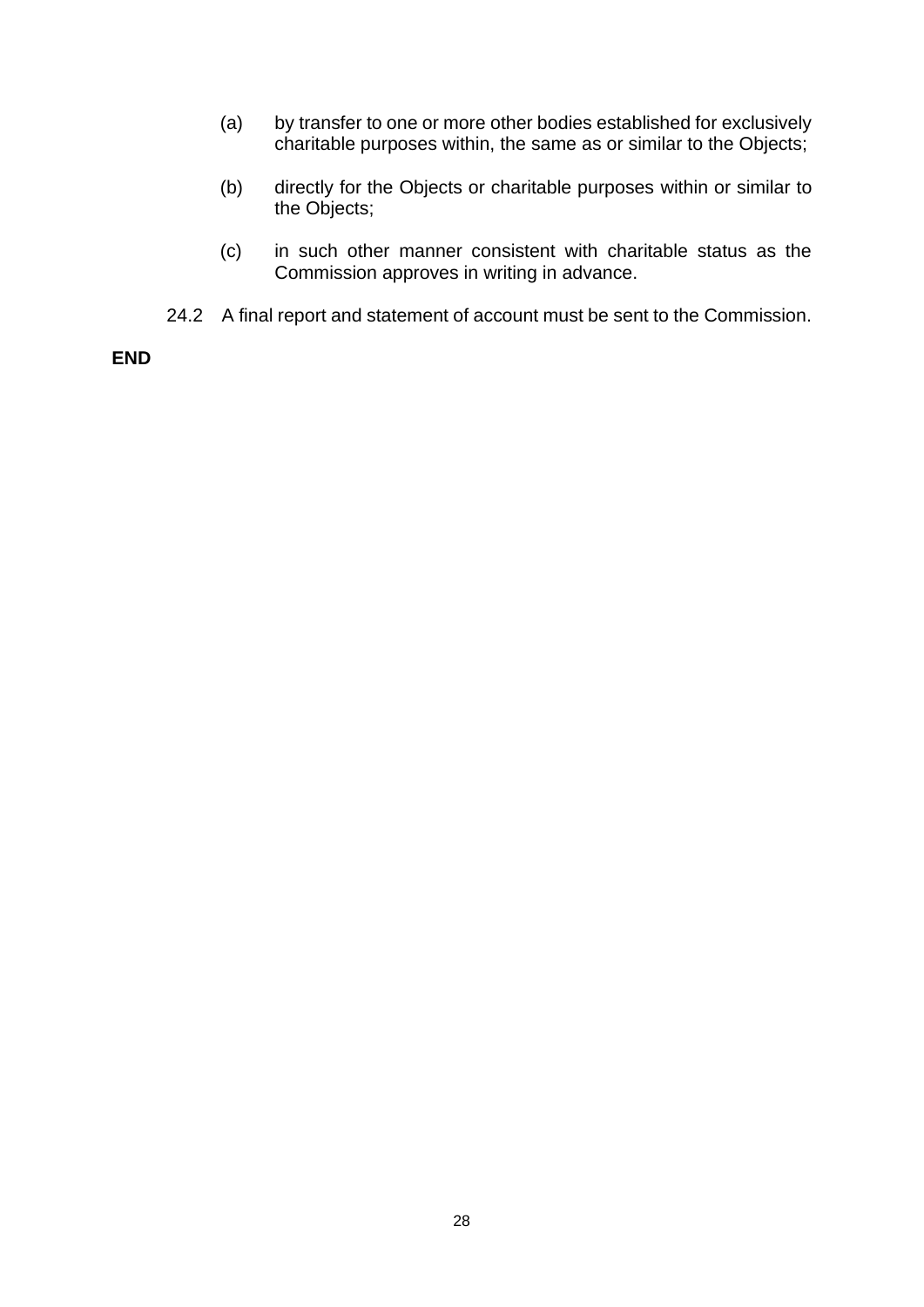(a) by transfer to one or more other bodies established for exclusively charitable purposes within, the same as or similar to the Objects;

(b) directly for the Objects or charitable purposes within or similar to the Objects;

(c) in such other manner consistent with charitable status as the Commission approves in writing in advance.

24.2 A final report and statement of account must be sent to the Commission.

**END**